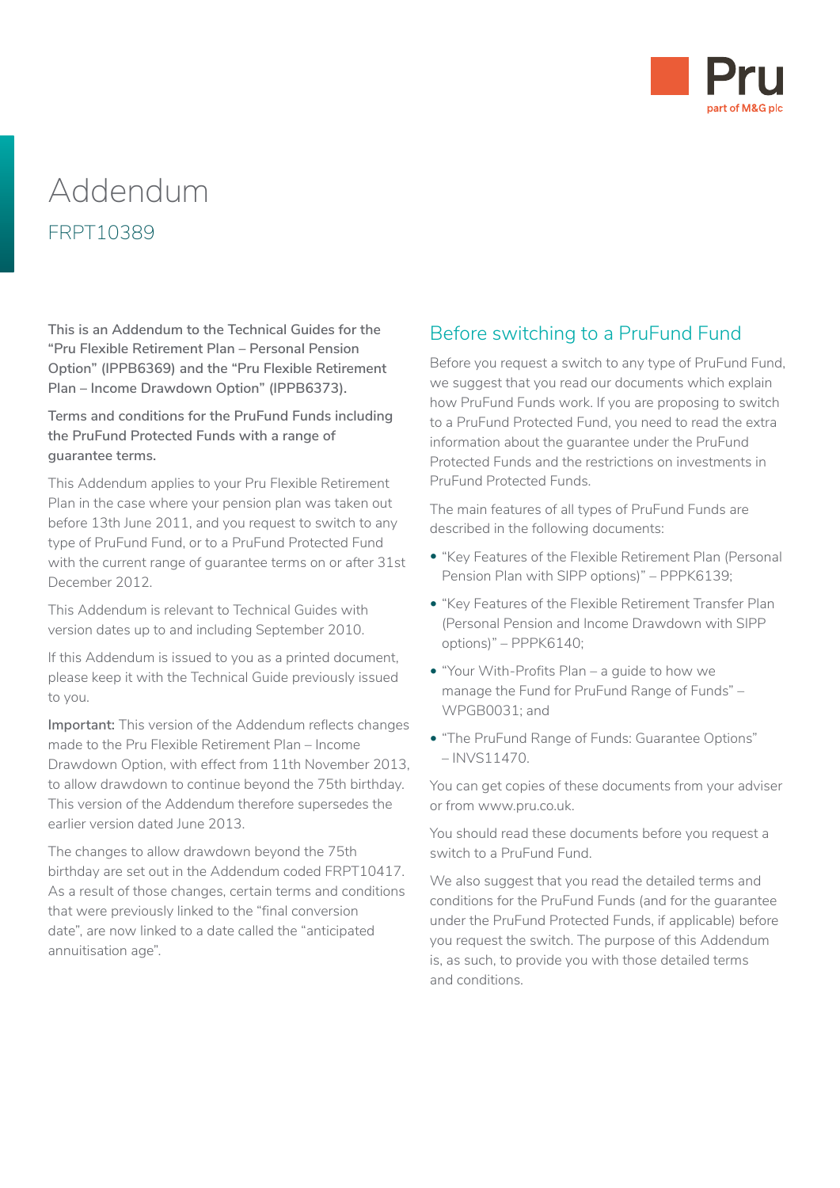# Addendum

FRPT10389

**This is an Addendum to the Technical Guides for the "Pru Flexible Retirement Plan – Personal Pension Option" (IPPB6369) and the "Pru Flexible Retirement Plan – Income Drawdown Option" (IPPB6373).**

**Terms and conditions for the PruFund Funds including the PruFund Protected Funds with a range of guarantee terms.**

This Addendum applies to your Pru Flexible Retirement Plan in the case where your pension plan was taken out before 13th June 2011, and you request to switch to any type of PruFund Fund, or to a PruFund Protected Fund with the current range of guarantee terms on or after 31st December 2012.

This Addendum is relevant to Technical Guides with version dates up to and including September 2010.

If this Addendum is issued to you as a printed document, please keep it with the Technical Guide previously issued to you.

**Important:** This version of the Addendum reflects changes made to the Pru Flexible Retirement Plan – Income Drawdown Option, with effect from 11th November 2013, to allow drawdown to continue beyond the 75th birthday. This version of the Addendum therefore supersedes the earlier version dated June 2013.

The changes to allow drawdown beyond the 75th birthday are set out in the Addendum coded FRPT10417. As a result of those changes, certain terms and conditions that were previously linked to the "final conversion date", are now linked to a date called the "anticipated annuitisation age".

## Before switching to a PruFund Fund

Before you request a switch to any type of PruFund Fund, we suggest that you read our documents which explain how PruFund Funds work. If you are proposing to switch to a PruFund Protected Fund, you need to read the extra information about the guarantee under the PruFund Protected Funds and the restrictions on investments in PruFund Protected Funds.

The main features of all types of PruFund Funds are described in the following documents:

- "Key Features of the Flexible Retirement Plan (Personal Pension Plan with SIPP options)" – PPPK6139;
- "Key Features of the Flexible Retirement Transfer Plan (Personal Pension and Income Drawdown with SIPP options)" – PPPK6140;
- "Your With-Profits Plan – a guide to how we manage the Fund for PruFund Range of Funds" – WPGB0031; and
- "The PruFund Range of Funds: Guarantee Options" – INVS11470.

You can get copies of these documents from your adviser or from www.pru.co.uk.

You should read these documents before you request a switch to a PruFund Fund.

We also suggest that you read the detailed terms and conditions for the PruFund Funds (and for the guarantee under the PruFund Protected Funds, if applicable) before you request the switch. The purpose of this Addendum is, as such, to provide you with those detailed terms and conditions.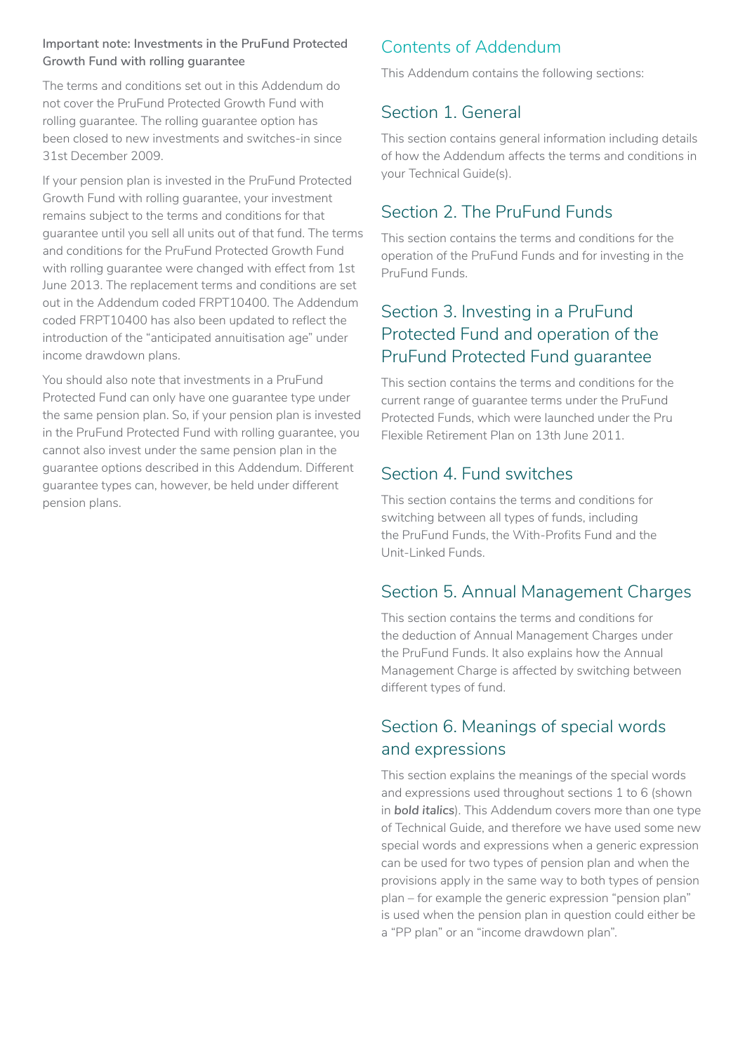**Important note: Investments in the PruFund Protected Growth Fund with rolling guarantee**

The terms and conditions set out in this Addendum do not cover the PruFund Protected Growth Fund with rolling guarantee. The rolling guarantee option has been closed to new investments and switches-in since 31st December 2009.

If your pension plan is invested in the PruFund Protected Growth Fund with rolling guarantee, your investment remains subject to the terms and conditions for that guarantee until you sell all units out of that fund. The terms and conditions for the PruFund Protected Growth Fund with rolling guarantee were changed with effect from 1st June 2013. The replacement terms and conditions are set out in the Addendum coded FRPT10400. The Addendum coded FRPT10400 has also been updated to reflect the introduction of the "anticipated annuitisation age" under income drawdown plans.

You should also note that investments in a PruFund Protected Fund can only have one guarantee type under the same pension plan. So, if your pension plan is invested in the PruFund Protected Fund with rolling guarantee, you cannot also invest under the same pension plan in the guarantee options described in this Addendum. Different guarantee types can, however, be held under different pension plans.

## Contents of Addendum

This Addendum contains the following sections:

## Section 1. General

This section contains general information including details of how the Addendum affects the terms and conditions in your Technical Guide(s).

## Section 2. The PruFund Funds

This section contains the terms and conditions for the operation of the PruFund Funds and for investing in the PruFund Funds.

## Section 3. Investing in a PruFund Protected Fund and operation of the PruFund Protected Fund guarantee

This section contains the terms and conditions for the current range of guarantee terms under the PruFund Protected Funds, which were launched under the Pru Flexible Retirement Plan on 13th June 2011.

## Section 4. Fund switches

This section contains the terms and conditions for switching between all types of funds, including the PruFund Funds, the With-Profits Fund and the Unit-Linked Funds.

## Section 5. Annual Management Charges

This section contains the terms and conditions for the deduction of Annual Management Charges under the PruFund Funds. It also explains how the Annual Management Charge is affected by switching between different types of fund.

## Section 6. Meanings of special words and expressions

This section explains the meanings of the special words and expressions used throughout sections 1 to 6 (shown in ***bold italics***). This Addendum covers more than one type of Technical Guide, and therefore we have used some new special words and expressions when a generic expression can be used for two types of pension plan and when the provisions apply in the same way to both types of pension plan – for example the generic expression "pension plan" is used when the pension plan in question could either be a "PP plan" or an "income drawdown plan".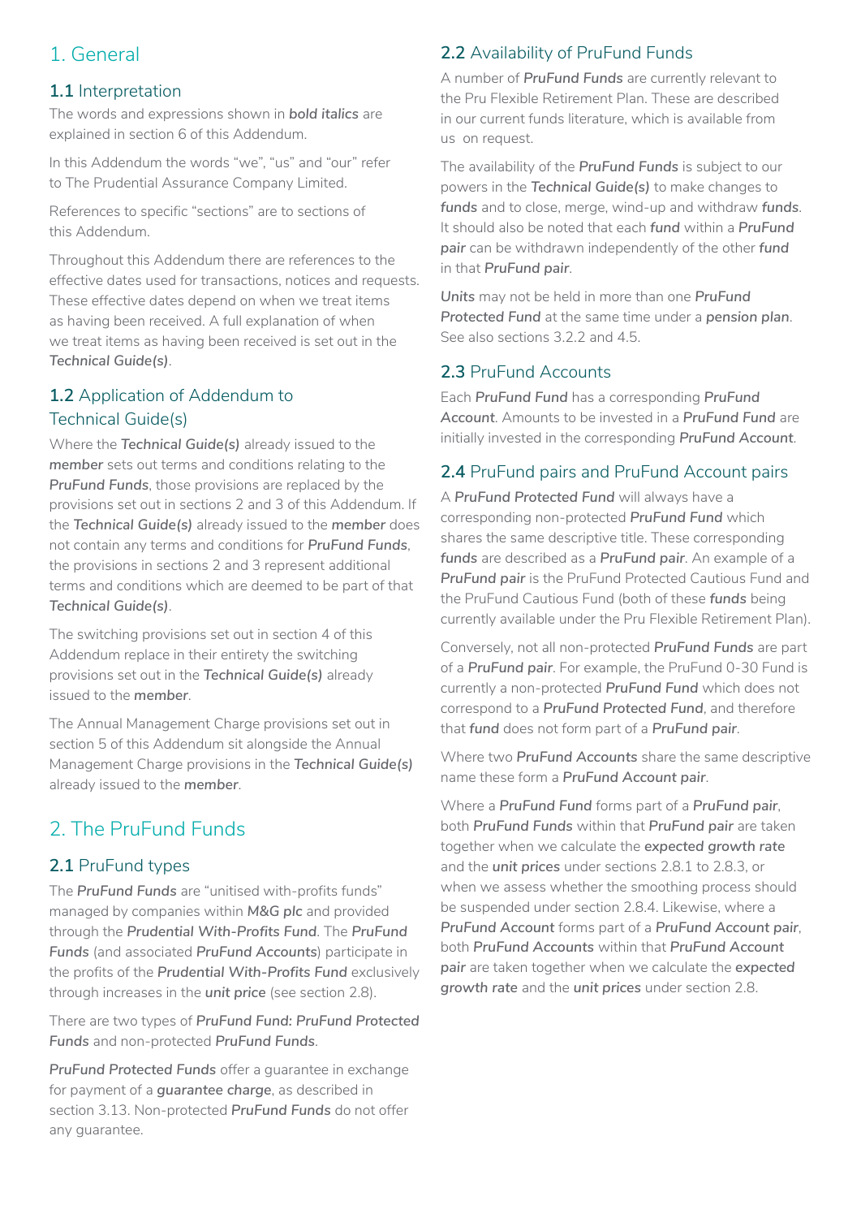# 1. General

## 1.1 Interpretation

The words and expressions shown in ***bold italics*** are explained in section 6 of this Addendum.

In this Addendum the words "we", "us" and "our" refer to The Prudential Assurance Company Limited.

References to specific "sections" are to sections of this Addendum.

Throughout this Addendum there are references to the effective dates used for transactions, notices and requests. These effective dates depend on when we treat items as having been received. A full explanation of when we treat items as having been received is set out in the ***Technical Guide(s)***.

## 1.2 Application of Addendum to Technical Guide(s)

Where the ***Technical Guide(s)*** already issued to the ***member*** sets out terms and conditions relating to the ***PruFund Funds***, those provisions are replaced by the provisions set out in sections 2 and 3 of this Addendum. If the ***Technical Guide(s)*** already issued to the ***member*** does not contain any terms and conditions for ***PruFund Funds***, the provisions in sections 2 and 3 represent additional terms and conditions which are deemed to be part of that ***Technical Guide(s)***.

The switching provisions set out in section 4 of this Addendum replace in their entirety the switching provisions set out in the ***Technical Guide(s)*** already issued to the ***member***.

The Annual Management Charge provisions set out in section 5 of this Addendum sit alongside the Annual Management Charge provisions in the ***Technical Guide(s)*** already issued to the ***member***.

# 2. The PruFund Funds

## 2.1 PruFund types

The ***PruFund Funds*** are "unitised with-profits funds" managed by companies within ***M&G plc*** and provided through the ***Prudential With-Profits Fund***. The ***PruFund Funds*** (and associated ***PruFund Accounts***) participate in the profits of the ***Prudential With-Profits Fund*** exclusively through increases in the ***unit price*** (see section 2.8).

There are two types of ***PruFund Fund: PruFund Protected Funds*** and non-protected ***PruFund Funds***.

***PruFund Protected Funds*** offer a guarantee in exchange for payment of a ***guarantee charge***, as described in section 3.13. Non-protected ***PruFund Funds*** do not offer any guarantee.

## 2.2 Availability of PruFund Funds

A number of ***PruFund Funds*** are currently relevant to the Pru Flexible Retirement Plan. These are described in our current funds literature, which is available from us on request.

The availability of the ***PruFund Funds*** is subject to our powers in the ***Technical Guide(s)*** to make changes to ***funds*** and to close, merge, wind-up and withdraw ***funds***. It should also be noted that each ***fund*** within a ***PruFund pair*** can be withdrawn independently of the other ***fund*** in that ***PruFund pair***.

***Units*** may not be held in more than one ***PruFund Protected Fund*** at the same time under a ***pension plan***. See also sections 3.2.2 and 4.5.

## 2.3 PruFund Accounts

Each ***PruFund Fund*** has a corresponding ***PruFund Account***. Amounts to be invested in a ***PruFund Fund*** are initially invested in the corresponding ***PruFund Account***.

## 2.4 PruFund pairs and PruFund Account pairs

A ***PruFund Protected Fund*** will always have a corresponding non-protected ***PruFund Fund*** which shares the same descriptive title. These corresponding ***funds*** are described as a ***PruFund pair***. An example of a ***PruFund pair*** is the PruFund Protected Cautious Fund and the PruFund Cautious Fund (both of these ***funds*** being currently available under the Pru Flexible Retirement Plan).

Conversely, not all non-protected ***PruFund Funds*** are part of a ***PruFund pair***. For example, the PruFund 0-30 Fund is currently a non-protected ***PruFund Fund*** which does not correspond to a ***PruFund Protected Fund***, and therefore that ***fund*** does not form part of a ***PruFund pair***.

Where two ***PruFund Accounts*** share the same descriptive name these form a ***PruFund Account pair***.

Where a ***PruFund Fund*** forms part of a ***PruFund pair***, both ***PruFund Funds*** within that ***PruFund pair*** are taken together when we calculate the ***expected growth rate*** and the ***unit prices*** under sections 2.8.1 to 2.8.3, or when we assess whether the smoothing process should be suspended under section 2.8.4. Likewise, where a ***PruFund Account*** forms part of a ***PruFund Account pair***, both ***PruFund Accounts*** within that ***PruFund Account pair*** are taken together when we calculate the ***expected growth rate*** and the ***unit prices*** under section 2.8.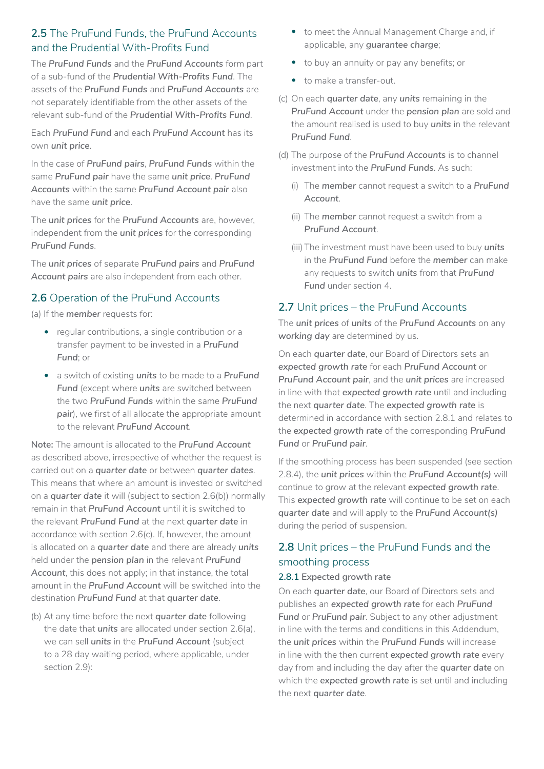## 2.5 The PruFund Funds, the PruFund Accounts and the Prudential With-Profits Fund

The ***PruFund Funds*** and the ***PruFund Accounts*** form part of a sub-fund of the ***Prudential With-Profits Fund***. The assets of the ***PruFund Funds*** and ***PruFund Accounts*** are not separately identifiable from the other assets of the relevant sub-fund of the ***Prudential With-Profits Fund***.

Each ***PruFund Fund*** and each ***PruFund Account*** has its own ***unit price***.

In the case of ***PruFund pairs***, ***PruFund Funds*** within the same ***PruFund pair*** have the same ***unit price***. ***PruFund Accounts*** within the same ***PruFund Account pair*** also have the same ***unit price***.

The ***unit prices*** for the ***PruFund Accounts*** are, however, independent from the ***unit prices*** for the corresponding ***PruFund Funds***.

The ***unit prices*** of separate ***PruFund pairs*** and ***PruFund Account pairs*** are also independent from each other.

## 2.6 Operation of the PruFund Accounts

(a) If the ***member*** requests for:

- regular contributions, a single contribution or a transfer payment to be invested in a ***PruFund Fund***; or
- a switch of existing **units** to be made to a ***PruFund Fund*** (except where **units** are switched between the two ***PruFund Funds*** within the same ***PruFund pair***), we first of all allocate the appropriate amount to the relevant ***PruFund Account***.

**Note:** The amount is allocated to the ***PruFund Account*** as described above, irrespective of whether the request is carried out on a **quarter date** or between **quarter dates**. This means that where an amount is invested or switched on a **quarter date** it will (subject to section 2.6(b)) normally remain in that ***PruFund Account*** until it is switched to the relevant ***PruFund Fund*** at the next **quarter date** in accordance with section 2.6(c). If, however, the amount is allocated on a **quarter date** and there are already **units** held under the **pension plan** in the relevant ***PruFund Account***, this does not apply; in that instance, the total amount in the ***PruFund Account*** will be switched into the destination ***PruFund Fund*** at that **quarter date**.

(b) At any time before the next **quarter date** following the date that **units** are allocated under section 2.6(a), we can sell **units** in the ***PruFund Account*** (subject to a 28 day waiting period, where applicable, under section 2.9):

- to meet the Annual Management Charge and, if applicable, any **guarantee charge**;
- to buy an annuity or pay any benefits; or
- to make a transfer-out.

(c) On each **quarter date**, any **units** remaining in the ***PruFund Account*** under the **pension plan** are sold and the amount realised is used to buy **units** in the relevant ***PruFund Fund***.

(d) The purpose of the ***PruFund Accounts*** is to channel investment into the ***PruFund Funds***. As such:

  (i) The ***member*** cannot request a switch to a ***PruFund Account***.

  (ii) The ***member*** cannot request a switch from a ***PruFund Account***.

  (iii) The investment must have been used to buy **units** in the ***PruFund Fund*** before the **member** can make any requests to switch **units** from that ***PruFund Fund*** under section 4.

## 2.7 Unit prices – the PruFund Accounts

The **unit prices** of **units** of the ***PruFund Accounts*** on any ***working day*** are determined by us.

On each **quarter date**, our Board of Directors sets an **expected growth rate** for each ***PruFund Account*** or ***PruFund Account pair***, and the **unit prices** are increased in line with that **expected growth rate** until and including the next **quarter date**. The **expected growth rate** is determined in accordance with section 2.8.1 and relates to the **expected growth rate** of the corresponding ***PruFund Fund*** or ***PruFund pair***.

If the smoothing process has been suspended (see section 2.8.4), the **unit prices** within the ***PruFund Account(s)*** will continue to grow at the relevant **expected growth rate**. This **expected growth rate** will continue to be set on each **quarter date** and will apply to the ***PruFund Account(s)*** during the period of suspension.

## 2.8 Unit prices – the PruFund Funds and the smoothing process

### 2.8.1 Expected growth rate

On each **quarter date**, our Board of Directors sets and publishes an **expected growth rate** for each ***PruFund Fund*** or ***PruFund pair***. Subject to any other adjustment in line with the terms and conditions in this Addendum, the **unit prices** within the ***PruFund Funds*** will increase in line with the then current **expected growth rate** every day from and including the day after the **quarter date** on which the **expected growth rate** is set until and including the next **quarter date**.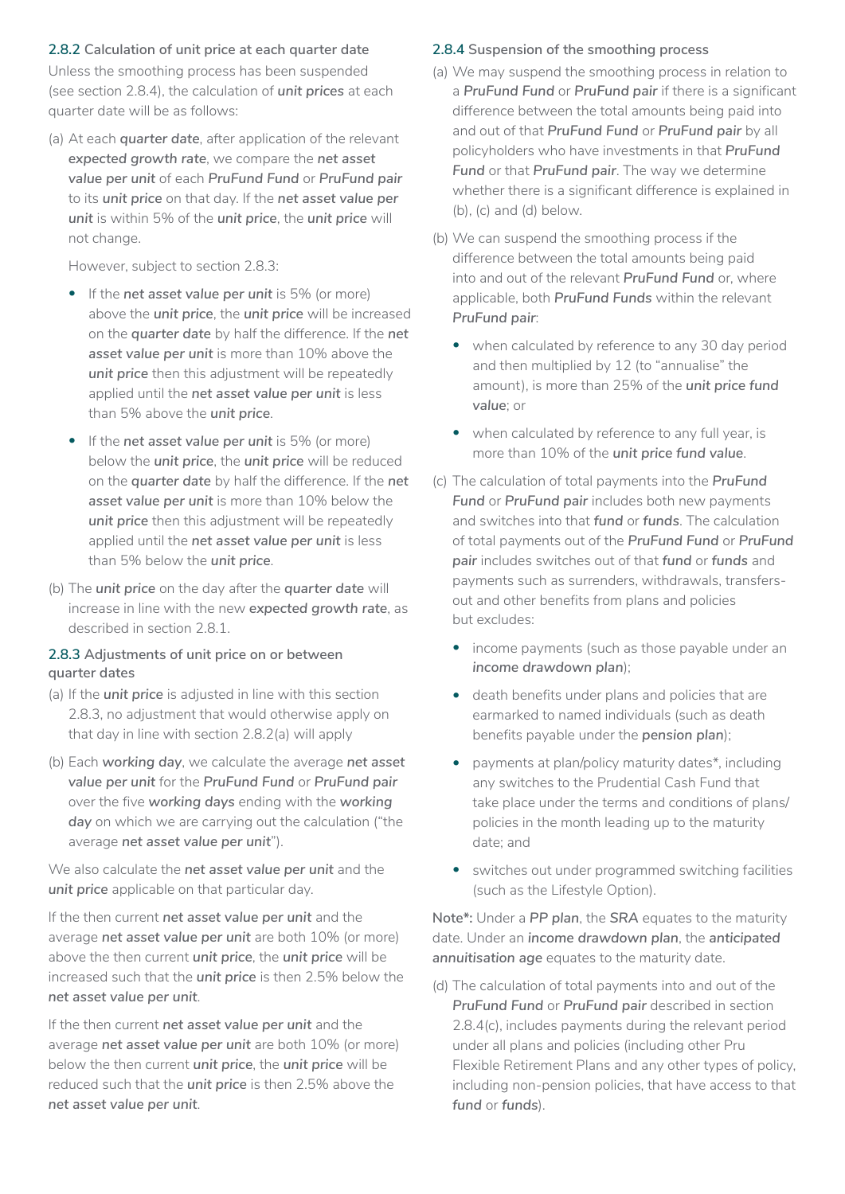#### 2.8.2 Calculation of unit price at each quarter date

Unless the smoothing process has been suspended (see section 2.8.4), the calculation of *unit prices* at each quarter date will be as follows:

(a) At each *quarter date*, after application of the relevant *expected growth rate*, we compare the *net asset value per unit* of each *PruFund Fund* or *PruFund pair* to its *unit price* on that day. If the *net asset value per unit* is within 5% of the *unit price*, the *unit price* will not change.

However, subject to section 2.8.3:

- If the *net asset value per unit* is 5% (or more) above the *unit price*, the *unit price* will be increased on the *quarter date* by half the difference. If the *net asset value per unit* is more than 10% above the *unit price* then this adjustment will be repeatedly applied until the *net asset value per unit* is less than 5% above the *unit price*.
- If the *net asset value per unit* is 5% (or more) below the *unit price*, the *unit price* will be reduced on the *quarter date* by half the difference. If the *net asset value per unit* is more than 10% below the *unit price* then this adjustment will be repeatedly applied until the *net asset value per unit* is less than 5% below the *unit price*.

(b) The *unit price* on the day after the *quarter date* will increase in line with the new *expected growth rate*, as described in section 2.8.1.

#### 2.8.3 Adjustments of unit price on or between quarter dates

(a) If the *unit price* is adjusted in line with this section 2.8.3, no adjustment that would otherwise apply on that day in line with section 2.8.2(a) will apply

(b) Each *working day*, we calculate the average *net asset value per unit* for the *PruFund Fund* or *PruFund pair* over the five *working days* ending with the *working day* on which we are carrying out the calculation ("the average *net asset value per unit*").

We also calculate the *net asset value per unit* and the *unit price* applicable on that particular day.

If the then current *net asset value per unit* and the average *net asset value per unit* are both 10% (or more) above the then current *unit price*, the *unit price* will be increased such that the *unit price* is then 2.5% below the *net asset value per unit*.

If the then current *net asset value per unit* and the average *net asset value per unit* are both 10% (or more) below the then current *unit price*, the *unit price* will be reduced such that the *unit price* is then 2.5% above the *net asset value per unit*.

#### 2.8.4 Suspension of the smoothing process

(a) We may suspend the smoothing process in relation to a *PruFund Fund* or *PruFund pair* if there is a significant difference between the total amounts being paid into and out of that *PruFund Fund* or *PruFund pair* by all policyholders who have investments in that *PruFund Fund* or that *PruFund pair*. The way we determine whether there is a significant difference is explained in (b), (c) and (d) below.

(b) We can suspend the smoothing process if the difference between the total amounts being paid into and out of the relevant *PruFund Fund* or, where applicable, both *PruFund Funds* within the relevant *PruFund pair*:

- when calculated by reference to any 30 day period and then multiplied by 12 (to "annualise" the amount), is more than 25% of the *unit price fund value*; or
- when calculated by reference to any full year, is more than 10% of the *unit price fund value*.

(c) The calculation of total payments into the *PruFund Fund* or *PruFund pair* includes both new payments and switches into that *fund* or *funds*. The calculation of total payments out of the *PruFund Fund* or *PruFund pair* includes switches out of that *fund* or *funds* and payments such as surrenders, withdrawals, transfers-out and other benefits from plans and policies but excludes:

- income payments (such as those payable under an *income drawdown plan*);
- death benefits under plans and policies that are earmarked to named individuals (such as death benefits payable under the *pension plan*);
- payments at plan/policy maturity dates*, including any switches to the Prudential Cash Fund that take place under the terms and conditions of plans/policies in the month leading up to the maturity date; and
- switches out under programmed switching facilities (such as the Lifestyle Option).

**Note*:** Under a *PP plan*, the *SRA* equates to the maturity date. Under an *income drawdown plan*, the *anticipated annuitisation age* equates to the maturity date.

(d) The calculation of total payments into and out of the *PruFund Fund* or *PruFund pair* described in section 2.8.4(c), includes payments during the relevant period under all plans and policies (including other Pru Flexible Retirement Plans and any other types of policy, including non-pension policies, that have access to that *fund* or *funds*).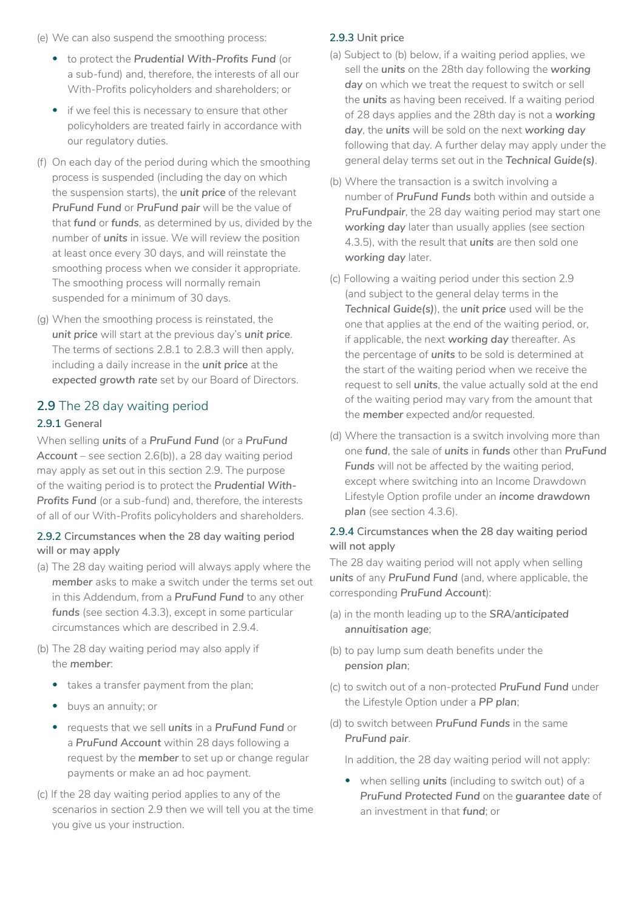(e) We can also suspend the smoothing process:

- to protect the ***Prudential With-Profits Fund*** (or a sub-fund) and, therefore, the interests of all our With-Profits policyholders and shareholders; or
- if we feel this is necessary to ensure that other policyholders are treated fairly in accordance with our regulatory duties.

(f) On each day of the period during which the smoothing process is suspended (including the day on which the suspension starts), the **unit price** of the relevant ***PruFund Fund*** or ***PruFund pair*** will be the value of that ***fund*** or ***funds***, as determined by us, divided by the number of ***units*** in issue. We will review the position at least once every 30 days, and will reinstate the smoothing process when we consider it appropriate. The smoothing process will normally remain suspended for a minimum of 30 days.

(g) When the smoothing process is reinstated, the ***unit price*** will start at the previous day's ***unit price***. The terms of sections 2.8.1 to 2.8.3 will then apply, including a daily increase in the **unit price** at the ***expected growth rate*** set by our Board of Directors.

## 2.9 The 28 day waiting period

### 2.9.1 General

When selling ***units*** of a ***PruFund Fund*** (or a ***PruFund Account*** – see section 2.6(b)), a 28 day waiting period may apply as set out in this section 2.9. The purpose of the waiting period is to protect the ***Prudential With-Profits Fund*** (or a sub-fund) and, therefore, the interests of all of our With-Profits policyholders and shareholders.

### 2.9.2 Circumstances when the 28 day waiting period will or may apply

(a) The 28 day waiting period will always apply where the ***member*** asks to make a switch under the terms set out in this Addendum, from a ***PruFund Fund*** to any other ***funds*** (see section 4.3.3), except in some particular circumstances which are described in 2.9.4.

(b) The 28 day waiting period may also apply if the ***member***:

- takes a transfer payment from the plan;
- buys an annuity; or
- requests that we sell ***units*** in a ***PruFund Fund*** or a ***PruFund Account*** within 28 days following a request by the ***member*** to set up or change regular payments or make an ad hoc payment.

(c) If the 28 day waiting period applies to any of the scenarios in section 2.9 then we will tell you at the time you give us your instruction.

### 2.9.3 Unit price

(a) Subject to (b) below, if a waiting period applies, we sell the ***units*** on the 28th day following the ***working day*** on which we treat the request to switch or sell the ***units*** as having been received. If a waiting period of 28 days applies and the 28th day is not a ***working day***, the ***units*** will be sold on the next ***working day*** following that day. A further delay may apply under the general delay terms set out in the ***Technical Guide(s)***.

(b) Where the transaction is a switch involving a number of ***PruFund Funds*** both within and outside a ***PruFundpair***, the 28 day waiting period may start one ***working day*** later than usually applies (see section 4.3.5), with the result that ***units*** are then sold one ***working day*** later.

(c) Following a waiting period under this section 2.9 (and subject to the general delay terms in the ***Technical Guide(s)***), the **unit price** used will be the one that applies at the end of the waiting period, or, if applicable, the next ***working day*** thereafter. As the percentage of ***units*** to be sold is determined at the start of the waiting period when we receive the request to sell ***units***, the value actually sold at the end of the waiting period may vary from the amount that the ***member*** expected and/or requested.

(d) Where the transaction is a switch involving more than one ***fund***, the sale of ***units*** in ***funds*** other than ***PruFund Funds*** will not be affected by the waiting period, except where switching into an Income Drawdown Lifestyle Option profile under an ***income drawdown plan*** (see section 4.3.6).

### 2.9.4 Circumstances when the 28 day waiting period will not apply

The 28 day waiting period will not apply when selling ***units*** of any ***PruFund Fund*** (and, where applicable, the corresponding ***PruFund Account***):

(a) in the month leading up to the ***SRA/anticipated annuitisation age***;

(b) to pay lump sum death benefits under the ***pension plan***;

(c) to switch out of a non-protected ***PruFund Fund*** under the Lifestyle Option under a ***PP plan***;

(d) to switch between ***PruFund Funds*** in the same ***PruFund pair***.

In addition, the 28 day waiting period will not apply:

- when selling ***units*** (including to switch out) of a ***PruFund Protected Fund*** on the **guarantee date** of an investment in that ***fund***; or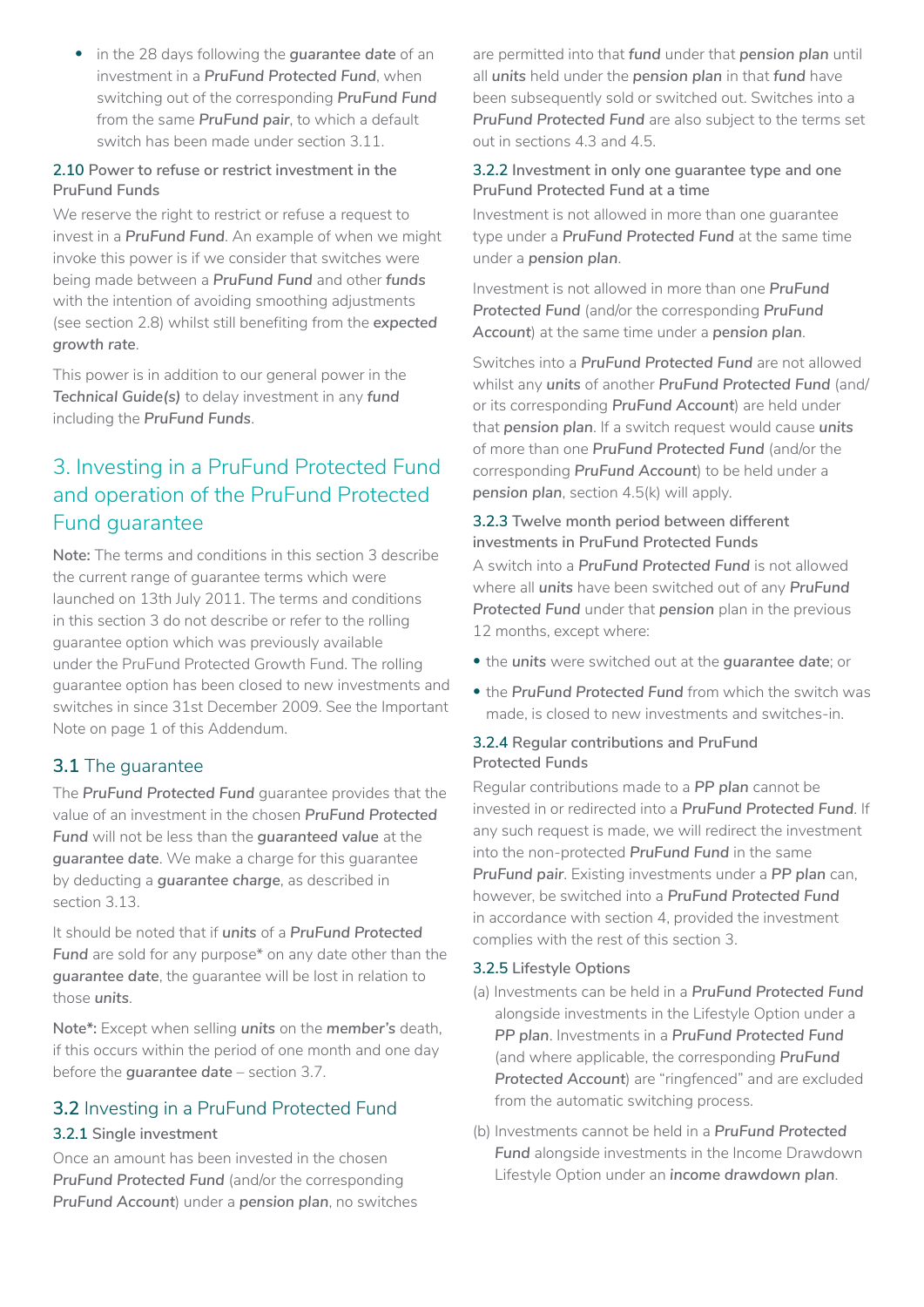- in the 28 days following the ***guarantee date*** of an investment in a ***PruFund Protected Fund***, when switching out of the corresponding ***PruFund Fund*** from the same ***PruFund pair***, to which a default switch has been made under section 3.11.

### 2.10 Power to refuse or restrict investment in the PruFund Funds

We reserve the right to restrict or refuse a request to invest in a ***PruFund Fund***. An example of when we might invoke this power is if we consider that switches were being made between a ***PruFund Fund*** and other ***funds*** with the intention of avoiding smoothing adjustments (see section 2.8) whilst still benefiting from the **expected growth rate**.

This power is in addition to our general power in the ***Technical Guide(s)*** to delay investment in any ***fund*** including the ***PruFund Funds***.

## 3. Investing in a PruFund Protected Fund and operation of the PruFund Protected Fund guarantee

**Note:** The terms and conditions in this section 3 describe the current range of guarantee terms which were launched on 13th July 2011. The terms and conditions in this section 3 do not describe or refer to the rolling guarantee option which was previously available under the PruFund Protected Growth Fund. The rolling guarantee option has been closed to new investments and switches in since 31st December 2009. See the Important Note on page 1 of this Addendum.

### 3.1 The guarantee

The ***PruFund Protected Fund*** guarantee provides that the value of an investment in the chosen ***PruFund Protected Fund*** will not be less than the ***guaranteed value*** at the ***guarantee date***. We make a charge for this guarantee by deducting a **guarantee charge**, as described in section 3.13.

It should be noted that if ***units*** of a ***PruFund Protected Fund*** are sold for any purpose* on any date other than the ***guarantee date***, the guarantee will be lost in relation to those ***units***.

**Note*:** Except when selling ***units*** on the ***member's*** death, if this occurs within the period of one month and one day before the ***guarantee date*** – section 3.7.

### 3.2 Investing in a PruFund Protected Fund

#### 3.2.1 Single investment

Once an amount has been invested in the chosen ***PruFund Protected Fund*** (and/or the corresponding ***PruFund Account***) under a ***pension plan***, no switches are permitted into that ***fund*** under that ***pension plan*** until all ***units*** held under the ***pension plan*** in that ***fund*** have been subsequently sold or switched out. Switches into a ***PruFund Protected Fund*** are also subject to the terms set out in sections 4.3 and 4.5.

#### 3.2.2 Investment in only one guarantee type and one PruFund Protected Fund at a time

Investment is not allowed in more than one guarantee type under a ***PruFund Protected Fund*** at the same time under a ***pension plan***.

Investment is not allowed in more than one ***PruFund Protected Fund*** (and/or the corresponding ***PruFund Account***) at the same time under a ***pension plan***.

Switches into a ***PruFund Protected Fund*** are not allowed whilst any ***units*** of another ***PruFund Protected Fund*** (and/or its corresponding ***PruFund Account***) are held under that ***pension plan***. If a switch request would cause ***units*** of more than one ***PruFund Protected Fund*** (and/or the corresponding ***PruFund Account***) to be held under a ***pension plan***, section 4.5(k) will apply.

#### 3.2.3 Twelve month period between different investments in PruFund Protected Funds

A switch into a ***PruFund Protected Fund*** is not allowed where all ***units*** have been switched out of any ***PruFund Protected Fund*** under that ***pension*** plan in the previous 12 months, except where:

- the ***units*** were switched out at the ***guarantee date***; or
- the ***PruFund Protected Fund*** from which the switch was made, is closed to new investments and switches-in.

#### 3.2.4 Regular contributions and PruFund Protected Funds

Regular contributions made to a ***PP plan*** cannot be invested in or redirected into a ***PruFund Protected Fund***. If any such request is made, we will redirect the investment into the non-protected ***PruFund Fund*** in the same ***PruFund pair***. Existing investments under a ***PP plan*** can, however, be switched into a ***PruFund Protected Fund*** in accordance with section 4, provided the investment complies with the rest of this section 3.

#### 3.2.5 Lifestyle Options

(a) Investments can be held in a ***PruFund Protected Fund*** alongside investments in the Lifestyle Option under a ***PP plan***. Investments in a ***PruFund Protected Fund*** (and where applicable, the corresponding ***PruFund Protected Account***) are "ringfenced" and are excluded from the automatic switching process.

(b) Investments cannot be held in a ***PruFund Protected Fund*** alongside investments in the Income Drawdown Lifestyle Option under an ***income drawdown plan***.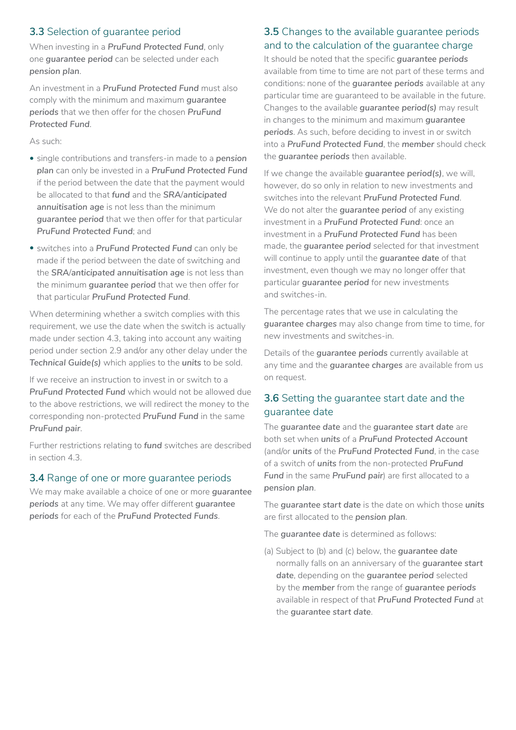### 3.3 Selection of guarantee period

When investing in a ***PruFund Protected Fund***, only one ***guarantee period*** can be selected under each ***pension plan***.

An investment in a ***PruFund Protected Fund*** must also comply with the minimum and maximum ***guarantee periods*** that we then offer for the chosen ***PruFund Protected Fund***.

As such:

- single contributions and transfers-in made to a ***pension plan*** can only be invested in a ***PruFund Protected Fund*** if the period between the date that the payment would be allocated to that ***fund*** and the ***SRA/anticipated annuitisation age*** is not less than the minimum ***guarantee period*** that we then offer for that particular ***PruFund Protected Fund***; and
- switches into a ***PruFund Protected Fund*** can only be made if the period between the date of switching and the ***SRA/anticipated annuitisation age*** is not less than the minimum ***guarantee period*** that we then offer for that particular ***PruFund Protected Fund***.

When determining whether a switch complies with this requirement, we use the date when the switch is actually made under section 4.3, taking into account any waiting period under section 2.9 and/or any other delay under the ***Technical Guide(s)*** which applies to the ***units*** to be sold.

If we receive an instruction to invest in or switch to a ***PruFund Protected Fund*** which would not be allowed due to the above restrictions, we will redirect the money to the corresponding non-protected ***PruFund Fund*** in the same ***PruFund pair***.

Further restrictions relating to ***fund*** switches are described in section 4.3.

### 3.4 Range of one or more guarantee periods

We may make available a choice of one or more ***guarantee periods*** at any time. We may offer different ***guarantee periods*** for each of the ***PruFund Protected Funds***.

### 3.5 Changes to the available guarantee periods and to the calculation of the guarantee charge

It should be noted that the specific ***guarantee periods*** available from time to time are not part of these terms and conditions: none of the ***guarantee periods*** available at any particular time are guaranteed to be available in the future. Changes to the available ***guarantee period(s)*** may result in changes to the minimum and maximum ***guarantee periods***. As such, before deciding to invest in or switch into a ***PruFund Protected Fund***, the ***member*** should check the ***guarantee periods*** then available.

If we change the available ***guarantee period(s)***, we will, however, do so only in relation to new investments and switches into the relevant ***PruFund Protected Fund***. We do not alter the ***guarantee period*** of any existing investment in a ***PruFund Protected Fund***: once an investment in a ***PruFund Protected Fund*** has been made, the ***guarantee period*** selected for that investment will continue to apply until the ***guarantee date*** of that investment, even though we may no longer offer that particular ***guarantee period*** for new investments and switches-in.

The percentage rates that we use in calculating the ***guarantee charges*** may also change from time to time, for new investments and switches-in.

Details of the ***guarantee periods*** currently available at any time and the ***guarantee charges*** are available from us on request.

### 3.6 Setting the guarantee start date and the guarantee date

The ***guarantee date*** and the ***guarantee start date*** are both set when ***units*** of a ***PruFund Protected Account*** (and/or ***units*** of the ***PruFund Protected Fund***, in the case of a switch of ***units*** from the non-protected ***PruFund Fund*** in the same ***PruFund pair***) are first allocated to a ***pension plan***.

The ***guarantee start date*** is the date on which those ***units*** are first allocated to the ***pension plan***.

The ***guarantee date*** is determined as follows:

(a) Subject to (b) and (c) below, the ***guarantee date*** normally falls on an anniversary of the ***guarantee start date***, depending on the ***guarantee period*** selected by the ***member*** from the range of ***guarantee periods*** available in respect of that ***PruFund Protected Fund*** at the ***guarantee start date***.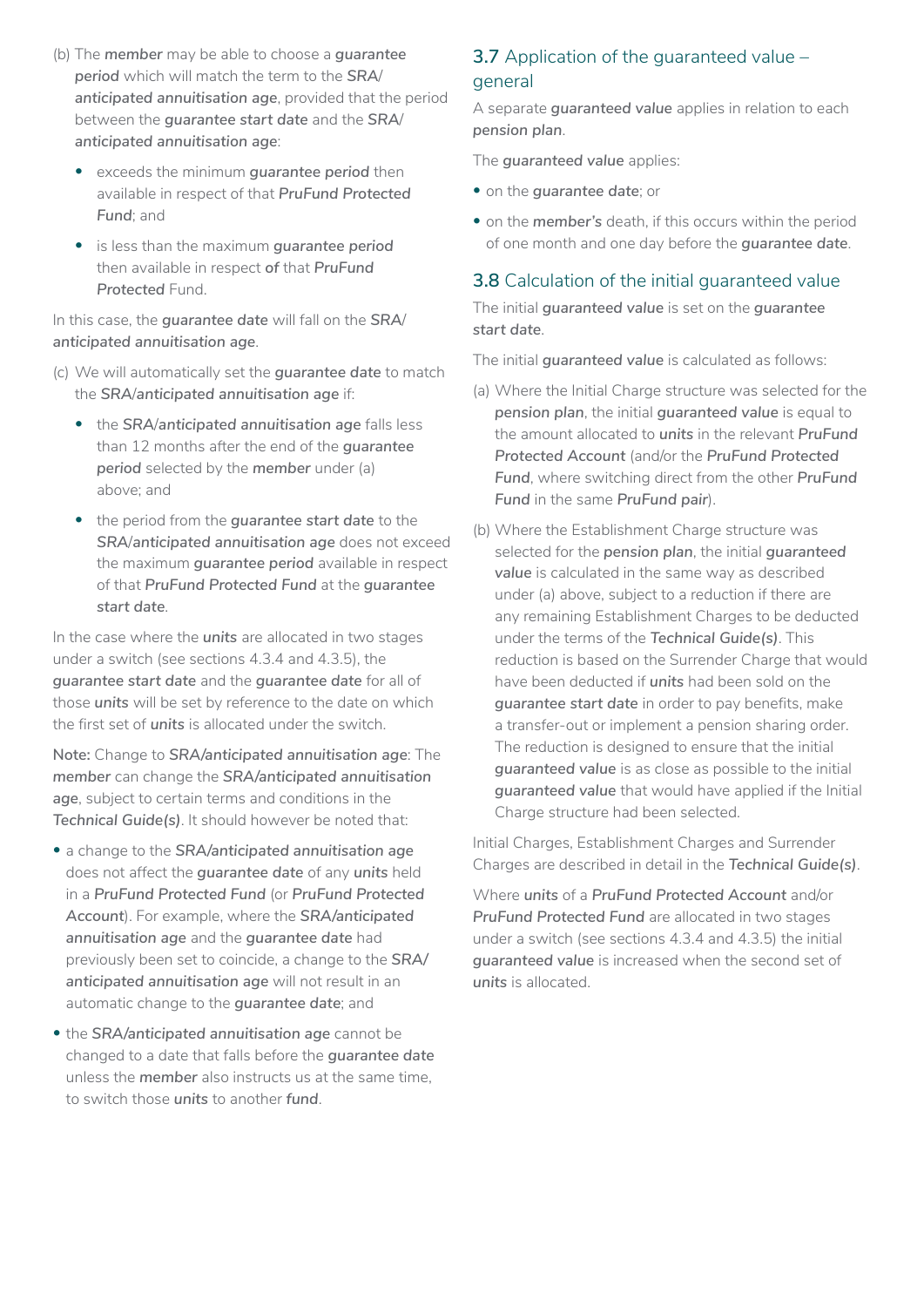(b) The ***member*** may be able to choose a ***guarantee period*** which will match the term to the ***SRA/ anticipated annuitisation age***, provided that the period between the ***guarantee start date*** and the ***SRA/ anticipated annuitisation age***:

- exceeds the minimum ***guarantee period*** then available in respect of that ***PruFund Protected Fund***; and
- is less than the maximum ***guarantee period*** then available in respect **of** that ***PruFund Protected*** Fund.

In this case, the ***guarantee date*** will fall on the ***SRA/ anticipated annuitisation age***.

(c) We will automatically set the ***guarantee date*** to match the ***SRA/anticipated annuitisation age*** if:

- the ***SRA/anticipated annuitisation age*** falls less than 12 months after the end of the ***guarantee period*** selected by the ***member*** under (a) above; and
- the period from the ***guarantee start date*** to the ***SRA/anticipated annuitisation age*** does not exceed the maximum ***guarantee period*** available in respect of that ***PruFund Protected Fund*** at the ***guarantee start date***.

In the case where the ***units*** are allocated in two stages under a switch (see sections 4.3.4 and 4.3.5), the ***guarantee start date*** and the ***guarantee date*** for all of those ***units*** will be set by reference to the date on which the first set of ***units*** is allocated under the switch.

**Note:** Change to ***SRA/anticipated annuitisation age***: The ***member*** can change the ***SRA/anticipated annuitisation age***, subject to certain terms and conditions in the ***Technical Guide(s)***. It should however be noted that:

- a change to the ***SRA/anticipated annuitisation age*** does not affect the ***guarantee date*** of any ***units*** held in a ***PruFund Protected Fund*** (or ***PruFund Protected Account***). For example, where the ***SRA/anticipated annuitisation age*** and the ***guarantee date*** had previously been set to coincide, a change to the ***SRA/ anticipated annuitisation age*** will not result in an automatic change to the ***guarantee date***; and
- the ***SRA/anticipated annuitisation age*** cannot be changed to a date that falls before the ***guarantee date*** unless the ***member*** also instructs us at the same time, to switch those ***units*** to another ***fund***.

## 3.7 Application of the guaranteed value – general

A separate ***guaranteed value*** applies in relation to each ***pension plan***.

The ***guaranteed value*** applies:

- on the ***guarantee date***; or
- on the ***member's*** death, if this occurs within the period of one month and one day before the ***guarantee date***.

## 3.8 Calculation of the initial guaranteed value

The initial ***guaranteed value*** is set on the ***guarantee start date***.

The initial ***guaranteed value*** is calculated as follows:

(a) Where the Initial Charge structure was selected for the ***pension plan***, the initial ***guaranteed value*** is equal to the amount allocated to ***units*** in the relevant ***PruFund Protected Account*** (and/or the ***PruFund Protected Fund***, where switching direct from the other ***PruFund Fund*** in the same ***PruFund pair***).

(b) Where the Establishment Charge structure was selected for the ***pension plan***, the initial ***guaranteed value*** is calculated in the same way as described under (a) above, subject to a reduction if there are any remaining Establishment Charges to be deducted under the terms of the ***Technical Guide(s)***. This reduction is based on the Surrender Charge that would have been deducted if ***units*** had been sold on the ***guarantee start date*** in order to pay benefits, make a transfer-out or implement a pension sharing order. The reduction is designed to ensure that the initial ***guaranteed value*** is as close as possible to the initial ***guaranteed value*** that would have applied if the Initial Charge structure had been selected.

Initial Charges, Establishment Charges and Surrender Charges are described in detail in the ***Technical Guide(s)***.

Where ***units*** of a ***PruFund Protected Account*** and/or ***PruFund Protected Fund*** are allocated in two stages under a switch (see sections 4.3.4 and 4.3.5) the initial ***guaranteed value*** is increased when the second set of ***units*** is allocated.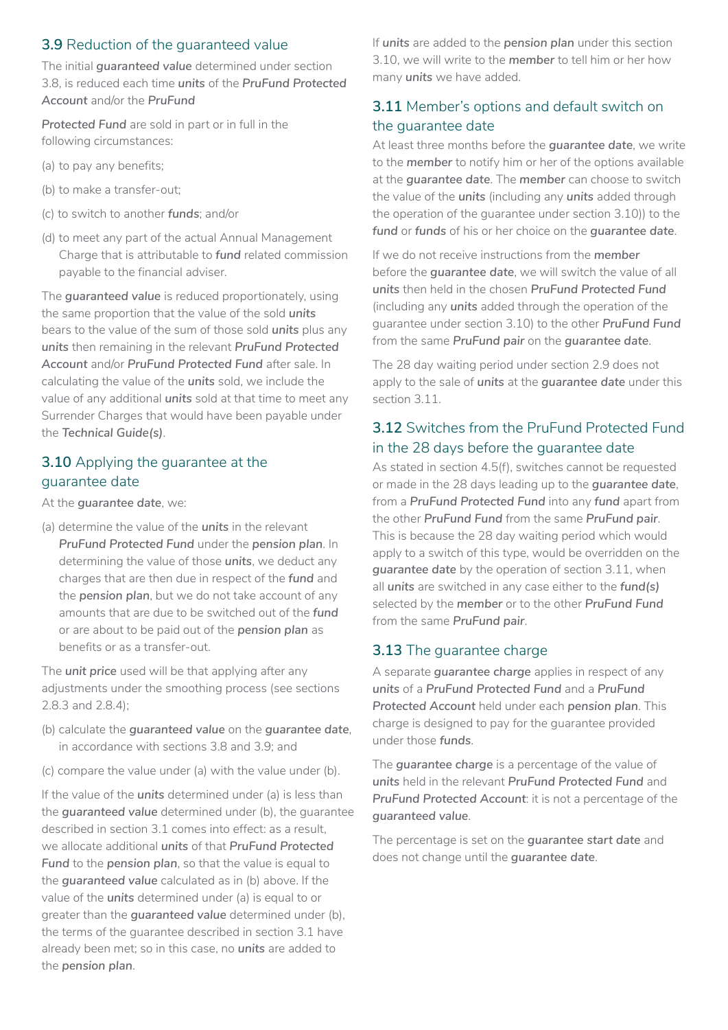### 3.9 Reduction of the guaranteed value

The initial ***guaranteed value*** determined under section 3.8, is reduced each time ***units*** of the ***PruFund Protected Account*** and/or the ***PruFund Protected Fund*** are sold in part or in full in the following circumstances:

(a) to pay any benefits;

(b) to make a transfer-out;

(c) to switch to another ***funds***; and/or

(d) to meet any part of the actual Annual Management Charge that is attributable to ***fund*** related commission payable to the financial adviser.

The ***guaranteed value*** is reduced proportionately, using the same proportion that the value of the sold ***units*** bears to the value of the sum of those sold ***units*** plus any ***units*** then remaining in the relevant ***PruFund Protected Account*** and/or ***PruFund Protected Fund*** after sale. In calculating the value of the ***units*** sold, we include the value of any additional ***units*** sold at that time to meet any Surrender Charges that would have been payable under the ***Technical Guide(s)***.

### 3.10 Applying the guarantee at the guarantee date

At the ***guarantee date***, we:

(a) determine the value of the ***units*** in the relevant ***PruFund Protected Fund*** under the ***pension plan***. In determining the value of those ***units***, we deduct any charges that are then due in respect of the ***fund*** and the ***pension plan***, but we do not take account of any amounts that are due to be switched out of the ***fund*** or are about to be paid out of the ***pension plan*** as benefits or as a transfer-out.

The ***unit price*** used will be that applying after any adjustments under the smoothing process (see sections 2.8.3 and 2.8.4);

(b) calculate the ***guaranteed value*** on the ***guarantee date***, in accordance with sections 3.8 and 3.9; and

(c) compare the value under (a) with the value under (b).

If the value of the ***units*** determined under (a) is less than the ***guaranteed value*** determined under (b), the guarantee described in section 3.1 comes into effect: as a result, we allocate additional ***units*** of that ***PruFund Protected Fund*** to the ***pension plan***, so that the value is equal to the ***guaranteed value*** calculated as in (b) above. If the value of the ***units*** determined under (a) is equal to or greater than the ***guaranteed value*** determined under (b), the terms of the guarantee described in section 3.1 have already been met; so in this case, no ***units*** are added to the ***pension plan***.

If ***units*** are added to the ***pension plan*** under this section 3.10, we will write to the ***member*** to tell him or her how many ***units*** we have added.

### 3.11 Member's options and default switch on the guarantee date

At least three months before the ***guarantee date***, we write to the ***member*** to notify him or her of the options available at the ***guarantee date***. The ***member*** can choose to switch the value of the ***units*** (including any ***units*** added through the operation of the guarantee under section 3.10)) to the ***fund*** or ***funds*** of his or her choice on the ***guarantee date***.

If we do not receive instructions from the ***member*** before the ***guarantee date***, we will switch the value of all ***units*** then held in the chosen ***PruFund Protected Fund*** (including any ***units*** added through the operation of the guarantee under section 3.10) to the other ***PruFund Fund*** from the same ***PruFund pair*** on the ***guarantee date***.

The 28 day waiting period under section 2.9 does not apply to the sale of ***units*** at the ***guarantee date*** under this section 3.11.

### 3.12 Switches from the PruFund Protected Fund in the 28 days before the guarantee date

As stated in section 4.5(f), switches cannot be requested or made in the 28 days leading up to the ***guarantee date***, from a ***PruFund Protected Fund*** into any ***fund*** apart from the other ***PruFund Fund*** from the same ***PruFund pair***. This is because the 28 day waiting period which would apply to a switch of this type, would be overridden on the ***guarantee date*** by the operation of section 3.11, when all ***units*** are switched in any case either to the ***fund(s)*** selected by the ***member*** or to the other ***PruFund Fund*** from the same ***PruFund pair***.

### 3.13 The guarantee charge

A separate ***guarantee charge*** applies in respect of any ***units*** of a ***PruFund Protected Fund*** and a ***PruFund Protected Account*** held under each ***pension plan***. This charge is designed to pay for the guarantee provided under those ***funds***.

The ***guarantee charge*** is a percentage of the value of ***units*** held in the relevant ***PruFund Protected Fund*** and ***PruFund Protected Account***: it is not a percentage of the ***guaranteed value***.

The percentage is set on the ***guarantee start date*** and does not change until the ***guarantee date***.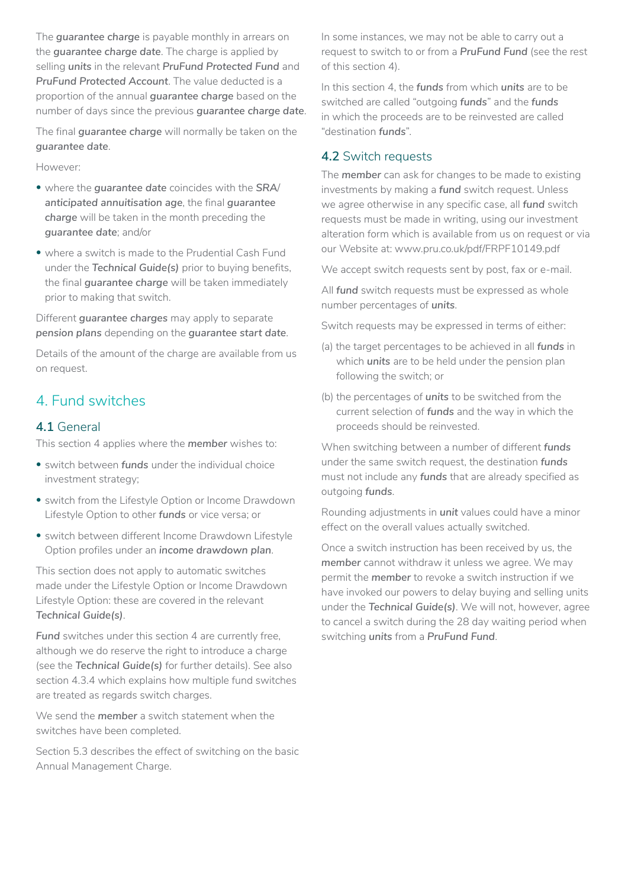The ***guarantee charge*** is payable monthly in arrears on the ***guarantee charge date***. The charge is applied by selling ***units*** in the relevant ***PruFund Protected Fund*** and ***PruFund Protected Account***. The value deducted is a proportion of the annual ***guarantee charge*** based on the number of days since the previous ***guarantee charge date***.

The final ***guarantee charge*** will normally be taken on the ***guarantee date***.

However:

- where the ***guarantee date*** coincides with the ***SRA/ anticipated annuitisation age***, the final ***guarantee charge*** will be taken in the month preceding the ***guarantee date***; and/or
- where a switch is made to the Prudential Cash Fund under the *Technical Guide(s)* prior to buying benefits, the final ***guarantee charge*** will be taken immediately prior to making that switch.

Different ***guarantee charges*** may apply to separate ***pension plans*** depending on the ***guarantee start date***.

Details of the amount of the charge are available from us on request.

## 4. Fund switches

### 4.1 General

This section 4 applies where the ***member*** wishes to:

- switch between ***funds*** under the individual choice investment strategy;
- switch from the Lifestyle Option or Income Drawdown Lifestyle Option to other ***funds*** or vice versa; or
- switch between different Income Drawdown Lifestyle Option profiles under an ***income drawdown plan***.

This section does not apply to automatic switches made under the Lifestyle Option or Income Drawdown Lifestyle Option: these are covered in the relevant *Technical Guide(s)*.

***Fund*** switches under this section 4 are currently free, although we do reserve the right to introduce a charge (see the *Technical Guide(s)* for further details). See also section 4.3.4 which explains how multiple fund switches are treated as regards switch charges.

We send the ***member*** a switch statement when the switches have been completed.

Section 5.3 describes the effect of switching on the basic Annual Management Charge.

In some instances, we may not be able to carry out a request to switch to or from a *PruFund Fund* (see the rest of this section 4).

In this section 4, the ***funds*** from which ***units*** are to be switched are called "outgoing ***funds***" and the ***funds*** in which the proceeds are to be reinvested are called "destination ***funds***".

### 4.2 Switch requests

The ***member*** can ask for changes to be made to existing investments by making a ***fund*** switch request. Unless we agree otherwise in any specific case, all ***fund*** switch requests must be made in writing, using our investment alteration form which is available from us on request or via our Website at: www.pru.co.uk/pdf/FRPF10149.pdf

We accept switch requests sent by post, fax or e-mail.

All ***fund*** switch requests must be expressed as whole number percentages of ***units***.

Switch requests may be expressed in terms of either:

(a) the target percentages to be achieved in all ***funds*** in which ***units*** are to be held under the pension plan following the switch; or

(b) the percentages of ***units*** to be switched from the current selection of ***funds*** and the way in which the proceeds should be reinvested.

When switching between a number of different ***funds*** under the same switch request, the destination ***funds*** must not include any ***funds*** that are already specified as outgoing ***funds***.

Rounding adjustments in ***unit*** values could have a minor effect on the overall values actually switched.

Once a switch instruction has been received by us, the ***member*** cannot withdraw it unless we agree. We may permit the ***member*** to revoke a switch instruction if we have invoked our powers to delay buying and selling units under the *Technical Guide(s)*. We will not, however, agree to cancel a switch during the 28 day waiting period when switching ***units*** from a *PruFund Fund*.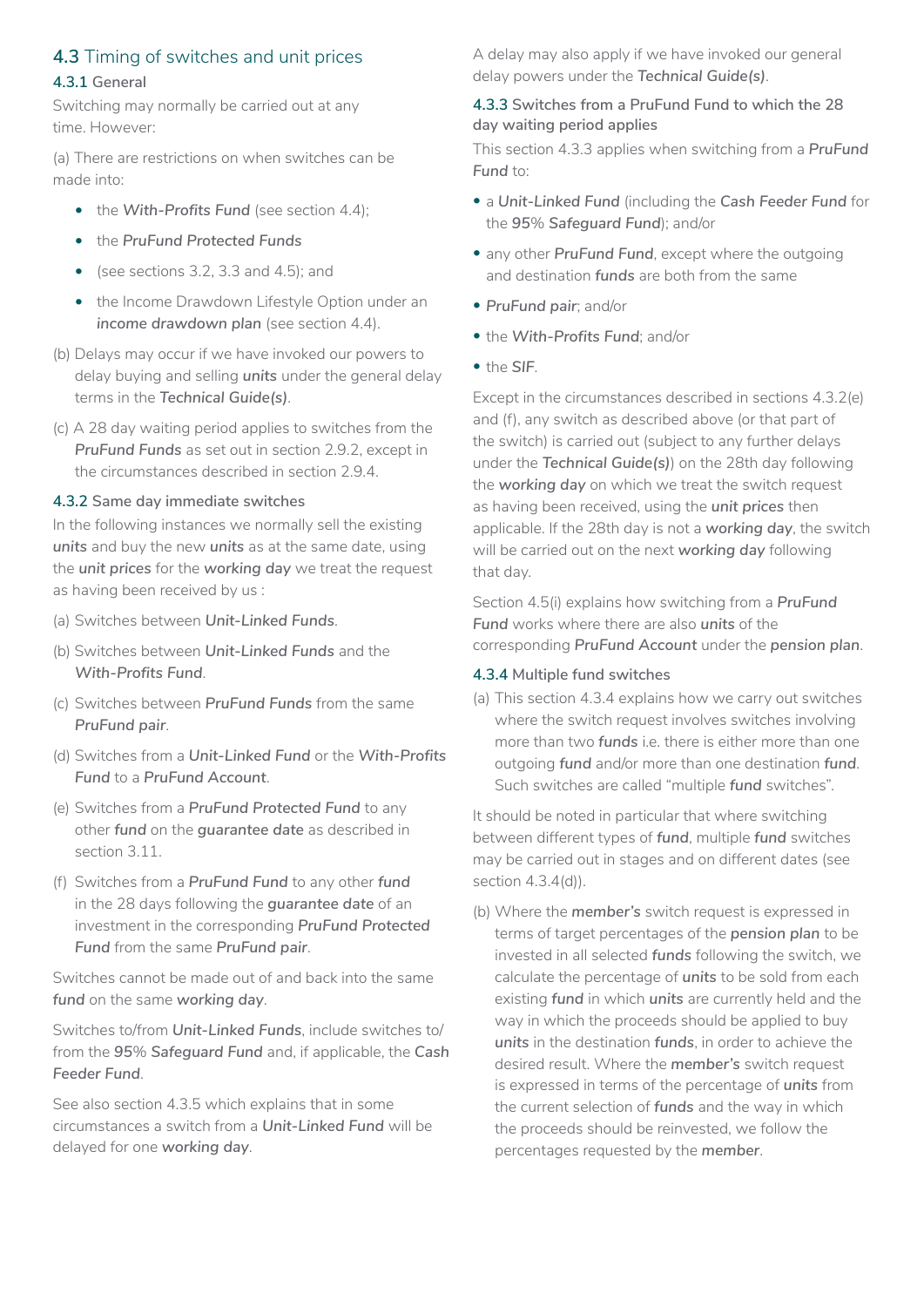## 4.3 Timing of switches and unit prices

### 4.3.1 General

Switching may normally be carried out at any time. However:

(a) There are restrictions on when switches can be made into:

- the *With-Profits Fund* (see section 4.4);
- the *PruFund Protected Funds*
- (see sections 3.2, 3.3 and 4.5); and
- the Income Drawdown Lifestyle Option under an *income drawdown plan* (see section 4.4).

(b) Delays may occur if we have invoked our powers to delay buying and selling *units* under the general delay terms in the *Technical Guide(s)*.

(c) A 28 day waiting period applies to switches from the *PruFund Funds* as set out in section 2.9.2, except in the circumstances described in section 2.9.4.

### 4.3.2 Same day immediate switches

In the following instances we normally sell the existing *units* and buy the new *units* as at the same date, using the *unit prices* for the *working day* we treat the request as having been received by us :

(a) Switches between *Unit-Linked Funds*.

(b) Switches between *Unit-Linked Funds* and the *With-Profits Fund*.

(c) Switches between *PruFund Funds* from the same *PruFund pair*.

(d) Switches from a *Unit-Linked Fund* or the *With-Profits Fund* to a *PruFund Account*.

(e) Switches from a *PruFund Protected Fund* to any other *fund* on the *guarantee date* as described in section 3.11.

(f) Switches from a *PruFund Fund* to any other *fund* in the 28 days following the *guarantee date* of an investment in the corresponding *PruFund Protected Fund* from the same *PruFund pair*.

Switches cannot be made out of and back into the same *fund* on the same *working day*.

Switches to/from *Unit-Linked Funds*, include switches to/from the *95% Safeguard Fund* and, if applicable, the *Cash Feeder Fund*.

See also section 4.3.5 which explains that in some circumstances a switch from a *Unit-Linked Fund* will be delayed for one *working day*.

A delay may also apply if we have invoked our general delay powers under the *Technical Guide(s)*.

### 4.3.3 Switches from a PruFund Fund to which the 28 day waiting period applies

This section 4.3.3 applies when switching from a *PruFund Fund* to:

- a *Unit-Linked Fund* (including the *Cash Feeder Fund* for the *95% Safeguard Fund*); and/or
- any other *PruFund Fund*, except where the outgoing and destination *funds* are both from the same
- *PruFund pair*; and/or
- the *With-Profits Fund*; and/or
- the *SIF*.

Except in the circumstances described in sections 4.3.2(e) and (f), any switch as described above (or that part of the switch) is carried out (subject to any further delays under the *Technical Guide(s)*) on the 28th day following the *working day* on which we treat the switch request as having been received, using the *unit prices* then applicable. If the 28th day is not a *working day*, the switch will be carried out on the next *working day* following that day.

Section 4.5(i) explains how switching from a *PruFund Fund* works where there are also *units* of the corresponding *PruFund Account* under the *pension plan*.

### 4.3.4 Multiple fund switches

(a) This section 4.3.4 explains how we carry out switches where the switch request involves switches involving more than two *funds* i.e. there is either more than one outgoing *fund* and/or more than one destination *fund*. Such switches are called "multiple *fund* switches".

It should be noted in particular that where switching between different types of *fund*, multiple *fund* switches may be carried out in stages and on different dates (see section 4.3.4(d)).

(b) Where the *member's* switch request is expressed in terms of target percentages of the *pension plan* to be invested in all selected *funds* following the switch, we calculate the percentage of *units* to be sold from each existing *fund* in which *units* are currently held and the way in which the proceeds should be applied to buy *units* in the destination *funds*, in order to achieve the desired result. Where the *member's* switch request is expressed in terms of the percentage of *units* from the current selection of *funds* and the way in which the proceeds should be reinvested, we follow the percentages requested by the *member*.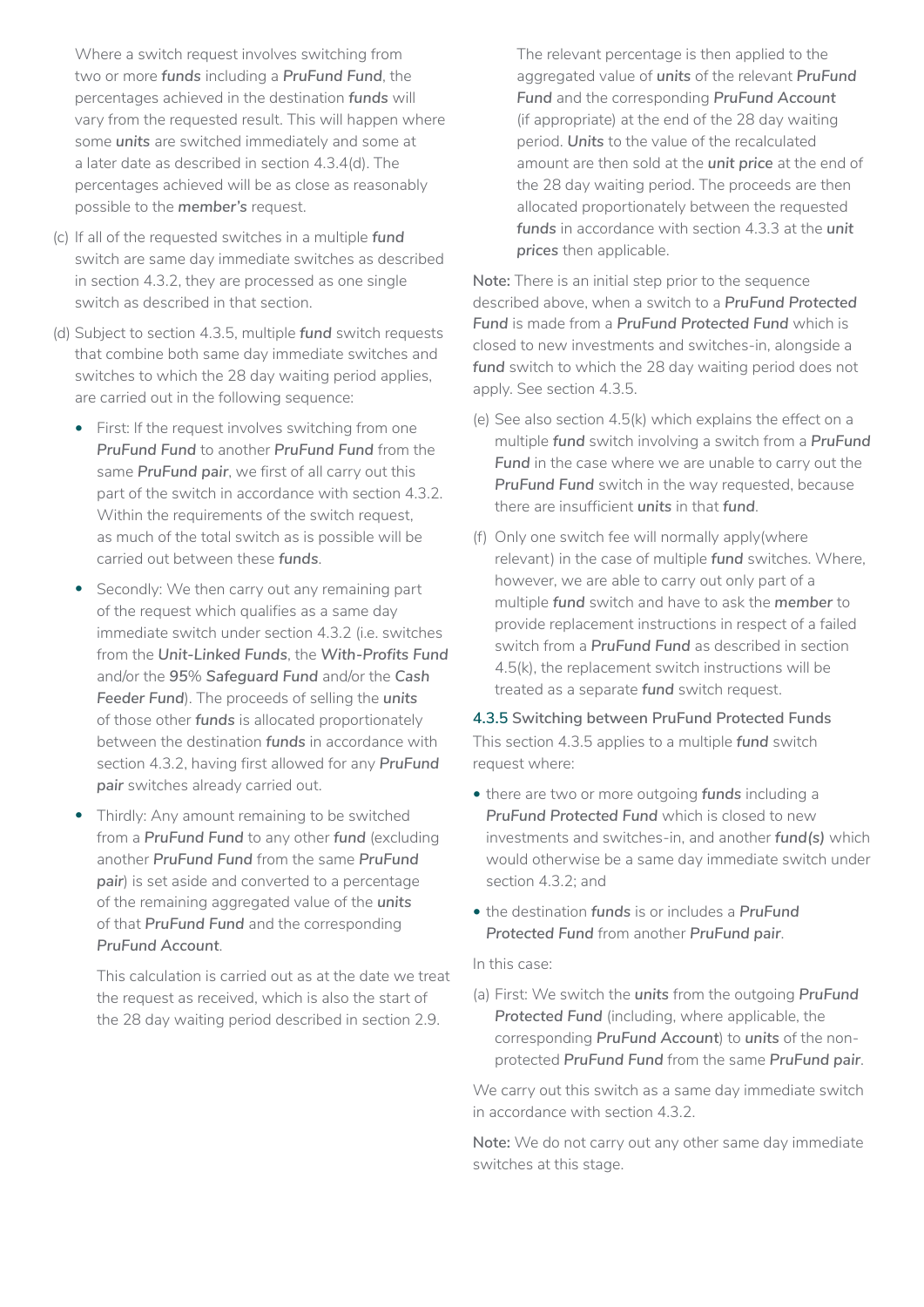Where a switch request involves switching from two or more ***funds*** including a ***PruFund Fund***, the percentages achieved in the destination ***funds*** will vary from the requested result. This will happen where some ***units*** are switched immediately and some at a later date as described in section 4.3.4(d). The percentages achieved will be as close as reasonably possible to the ***member's*** request.

(c) If all of the requested switches in a multiple ***fund*** switch are same day immediate switches as described in section 4.3.2, they are processed as one single switch as described in that section.

(d) Subject to section 4.3.5, multiple ***fund*** switch requests that combine both same day immediate switches and switches to which the 28 day waiting period applies, are carried out in the following sequence:

- First: If the request involves switching from one ***PruFund Fund*** to another ***PruFund Fund*** from the same ***PruFund pair***, we first of all carry out this part of the switch in accordance with section 4.3.2. Within the requirements of the switch request, as much of the total switch as is possible will be carried out between these ***funds***.
- Secondly: We then carry out any remaining part of the request which qualifies as a same day immediate switch under section 4.3.2 (i.e. switches from the ***Unit-Linked Funds***, the ***With-Profits Fund*** and/or the ***95% Safeguard Fund*** and/or the ***Cash Feeder Fund***). The proceeds of selling the ***units*** of those other ***funds*** is allocated proportionately between the destination ***funds*** in accordance with section 4.3.2, having first allowed for any ***PruFund pair*** switches already carried out.
- Thirdly: Any amount remaining to be switched from a ***PruFund Fund*** to any other ***fund*** (excluding another ***PruFund Fund*** from the same ***PruFund pair***) is set aside and converted to a percentage of the remaining aggregated value of the ***units*** of that ***PruFund Fund*** and the corresponding ***PruFund Account***.

  This calculation is carried out as at the date we treat the request as received, which is also the start of the 28 day waiting period described in section 2.9.

  The relevant percentage is then applied to the aggregated value of ***units*** of the relevant ***PruFund Fund*** and the corresponding ***PruFund Account*** (if appropriate) at the end of the 28 day waiting period. ***Units*** to the value of the recalculated amount are then sold at the ***unit price*** at the end of the 28 day waiting period. The proceeds are then allocated proportionately between the requested ***funds*** in accordance with section 4.3.3 at the ***unit prices*** then applicable.

**Note:** There is an initial step prior to the sequence described above, when a switch to a ***PruFund Protected Fund*** is made from a ***PruFund Protected Fund*** which is closed to new investments and switches-in, alongside a ***fund*** switch to which the 28 day waiting period does not apply. See section 4.3.5.

(e) See also section 4.5(k) which explains the effect on a multiple ***fund*** switch involving a switch from a ***PruFund Fund*** in the case where we are unable to carry out the ***PruFund Fund*** switch in the way requested, because there are insufficient ***units*** in that ***fund***.

(f) Only one switch fee will normally apply(where relevant) in the case of multiple ***fund*** switches. Where, however, we are able to carry out only part of a multiple ***fund*** switch and have to ask the ***member*** to provide replacement instructions in respect of a failed switch from a ***PruFund Fund*** as described in section 4.5(k), the replacement switch instructions will be treated as a separate ***fund*** switch request.

### 4.3.5 Switching between PruFund Protected Funds

This section 4.3.5 applies to a multiple ***fund*** switch request where:

- there are two or more outgoing ***funds*** including a ***PruFund Protected Fund*** which is closed to new investments and switches-in, and another ***fund(s)*** which would otherwise be a same day immediate switch under section 4.3.2; and
- the destination ***funds*** is or includes a ***PruFund Protected Fund*** from another ***PruFund pair***.

In this case:

(a) First: We switch the ***units*** from the outgoing ***PruFund Protected Fund*** (including, where applicable, the corresponding ***PruFund Account***) to ***units*** of the non-protected ***PruFund Fund*** from the same ***PruFund pair***.

We carry out this switch as a same day immediate switch in accordance with section 4.3.2.

**Note:** We do not carry out any other same day immediate switches at this stage.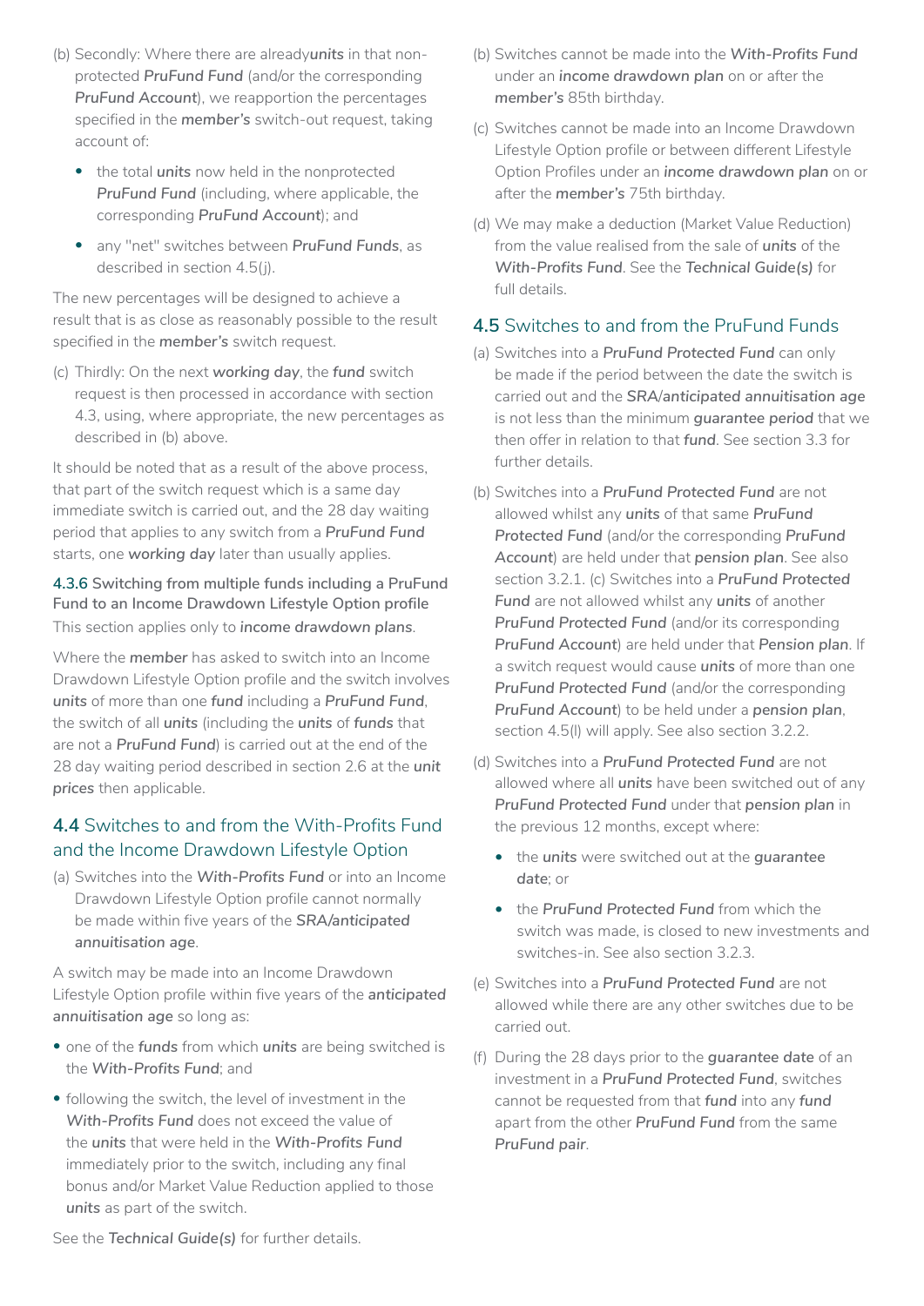(b) Secondly: Where there are already ***units*** in that non-protected ***PruFund Fund*** (and/or the corresponding ***PruFund Account***), we reapportion the percentages specified in the ***member's*** switch-out request, taking account of:

- the total ***units*** now held in the nonprotected ***PruFund Fund*** (including, where applicable, the corresponding ***PruFund Account***); and
- any "net" switches between ***PruFund Funds***, as described in section 4.5(j).

The new percentages will be designed to achieve a result that is as close as reasonably possible to the result specified in the ***member's*** switch request.

(c) Thirdly: On the next ***working day***, the ***fund*** switch request is then processed in accordance with section 4.3, using, where appropriate, the new percentages as described in (b) above.

It should be noted that as a result of the above process, that part of the switch request which is a same day immediate switch is carried out, and the 28 day waiting period that applies to any switch from a ***PruFund Fund*** starts, one ***working day*** later than usually applies.

#### 4.3.6 Switching from multiple funds including a PruFund Fund to an Income Drawdown Lifestyle Option profile

This section applies only to ***income drawdown plans***.

Where the ***member*** has asked to switch into an Income Drawdown Lifestyle Option profile and the switch involves ***units*** of more than one ***fund*** including a ***PruFund Fund***, the switch of all ***units*** (including the ***units*** of ***funds*** that are not a ***PruFund Fund***) is carried out at the end of the 28 day waiting period described in section 2.6 at the ***unit prices*** then applicable.

## 4.4 Switches to and from the With-Profits Fund and the Income Drawdown Lifestyle Option

(a) Switches into the ***With-Profits Fund*** or into an Income Drawdown Lifestyle Option profile cannot normally be made within five years of the ***SRA/anticipated annuitisation age***.

A switch may be made into an Income Drawdown Lifestyle Option profile within five years of the ***anticipated annuitisation age*** so long as:

- one of the ***funds*** from which ***units*** are being switched is the ***With-Profits Fund***; and
- following the switch, the level of investment in the ***With-Profits Fund*** does not exceed the value of the ***units*** that were held in the ***With-Profits Fund*** immediately prior to the switch, including any final bonus and/or Market Value Reduction applied to those ***units*** as part of the switch.

See the ***Technical Guide(s)*** for further details.

(b) Switches cannot be made into the ***With-Profits Fund*** under an ***income drawdown plan*** on or after the ***member's*** 85th birthday.

(c) Switches cannot be made into an Income Drawdown Lifestyle Option profile or between different Lifestyle Option Profiles under an ***income drawdown plan*** on or after the ***member's*** 75th birthday.

(d) We may make a deduction (Market Value Reduction) from the value realised from the sale of ***units*** of the ***With-Profits Fund***. See the ***Technical Guide(s)*** for full details.

## 4.5 Switches to and from the PruFund Funds

(a) Switches into a ***PruFund Protected Fund*** can only be made if the period between the date the switch is carried out and the ***SRA/anticipated annuitisation age*** is not less than the minimum ***guarantee period*** that we then offer in relation to that ***fund***. See section 3.3 for further details.

(b) Switches into a ***PruFund Protected Fund*** are not allowed whilst any ***units*** of that same ***PruFund Protected Fund*** (and/or the corresponding ***PruFund Account***) are held under that ***pension plan***. See also section 3.2.1. (c) Switches into a ***PruFund Protected Fund*** are not allowed whilst any ***units*** of another ***PruFund Protected Fund*** (and/or its corresponding ***PruFund Account***) are held under that ***Pension plan***. If a switch request would cause ***units*** of more than one ***PruFund Protected Fund*** (and/or the corresponding ***PruFund Account***) to be held under a ***pension plan***, section 4.5(l) will apply. See also section 3.2.2.

(d) Switches into a ***PruFund Protected Fund*** are not allowed where all ***units*** have been switched out of any ***PruFund Protected Fund*** under that ***pension plan*** in the previous 12 months, except where:

- the ***units*** were switched out at the ***guarantee date***; or
- the ***PruFund Protected Fund*** from which the switch was made, is closed to new investments and switches-in. See also section 3.2.3.

(e) Switches into a ***PruFund Protected Fund*** are not allowed while there are any other switches due to be carried out.

(f) During the 28 days prior to the ***guarantee date*** of an investment in a ***PruFund Protected Fund***, switches cannot be requested from that ***fund*** into any ***fund*** apart from the other ***PruFund Fund*** from the same ***PruFund pair***.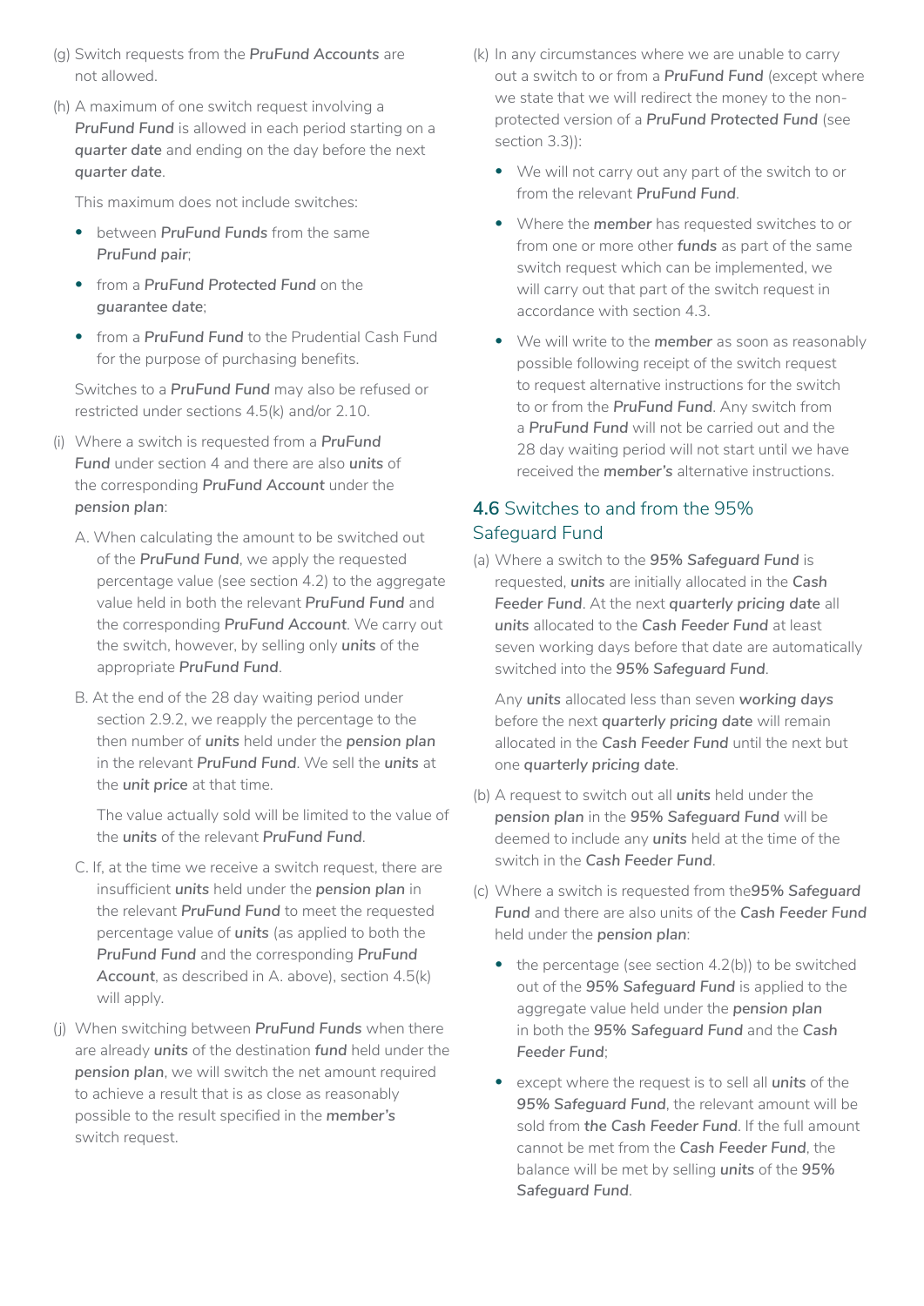(g) Switch requests from the ***PruFund Accounts*** are not allowed.

(h) A maximum of one switch request involving a ***PruFund Fund*** is allowed in each period starting on a **quarter date** and ending on the day before the next **quarter date**.

This maximum does not include switches:

- between ***PruFund Funds*** from the same ***PruFund pair***;
- from a ***PruFund Protected Fund*** on the **guarantee date**;
- from a ***PruFund Fund*** to the Prudential Cash Fund for the purpose of purchasing benefits.

Switches to a ***PruFund Fund*** may also be refused or restricted under sections 4.5(k) and/or 2.10.

(i) Where a switch is requested from a ***PruFund Fund*** under section 4 and there are also **units** of the corresponding ***PruFund Account*** under the **pension plan**:

A. When calculating the amount to be switched out of the ***PruFund Fund***, we apply the requested percentage value (see section 4.2) to the aggregate value held in both the relevant ***PruFund Fund*** and the corresponding ***PruFund Account***. We carry out the switch, however, by selling only **units** of the appropriate ***PruFund Fund***.

B. At the end of the 28 day waiting period under section 2.9.2, we reapply the percentage to the then number of **units** held under the **pension plan** in the relevant ***PruFund Fund***. We sell the **units** at the ***unit price*** at that time.

The value actually sold will be limited to the value of the **units** of the relevant ***PruFund Fund***.

C. If, at the time we receive a switch request, there are insufficient **units** held under the **pension plan** in the relevant ***PruFund Fund*** to meet the requested percentage value of **units** (as applied to both the ***PruFund Fund*** and the corresponding ***PruFund Account***, as described in A. above), section 4.5(k) will apply.

(j) When switching between ***PruFund Funds*** when there are already **units** of the destination ***fund*** held under the **pension plan**, we will switch the net amount required to achieve a result that is as close as reasonably possible to the result specified in the ***member's*** switch request.

(k) In any circumstances where we are unable to carry out a switch to or from a ***PruFund Fund*** (except where we state that we will redirect the money to the non-protected version of a ***PruFund Protected Fund*** (see section 3.3)):

- We will not carry out any part of the switch to or from the relevant ***PruFund Fund***.
- Where the ***member*** has requested switches to or from one or more other ***funds*** as part of the same switch request which can be implemented, we will carry out that part of the switch request in accordance with section 4.3.
- We will write to the ***member*** as soon as reasonably possible following receipt of the switch request to request alternative instructions for the switch to or from the ***PruFund Fund***. Any switch from a ***PruFund Fund*** will not be carried out and the 28 day waiting period will not start until we have received the ***member's*** alternative instructions.

## 4.6 Switches to and from the 95% Safeguard Fund

(a) Where a switch to the ***95% Safeguard Fund*** is requested, ***units*** are initially allocated in the ***Cash Feeder Fund***. At the next ***quarterly pricing date*** all ***units*** allocated to the ***Cash Feeder Fund*** at least seven working days before that date are automatically switched into the ***95% Safeguard Fund***.

Any ***units*** allocated less than seven ***working days*** before the next ***quarterly pricing date*** will remain allocated in the ***Cash Feeder Fund*** until the next but one ***quarterly pricing date***.

(b) A request to switch out all ***units*** held under the ***pension plan*** in the ***95% Safeguard Fund*** will be deemed to include any ***units*** held at the time of the switch in the ***Cash Feeder Fund***.

(c) Where a switch is requested from the***95% Safeguard Fund*** and there are also units of the ***Cash Feeder Fund*** held under the ***pension plan***:

- the percentage (see section 4.2(b)) to be switched out of the ***95% Safeguard Fund*** is applied to the aggregate value held under the ***pension plan*** in both the ***95% Safeguard Fund*** and the ***Cash Feeder Fund***;
- except where the request is to sell all ***units*** of the ***95% Safeguard Fund***, the relevant amount will be sold from ***the Cash Feeder Fund***. If the full amount cannot be met from the ***Cash Feeder Fund***, the balance will be met by selling ***units*** of the ***95% Safeguard Fund***.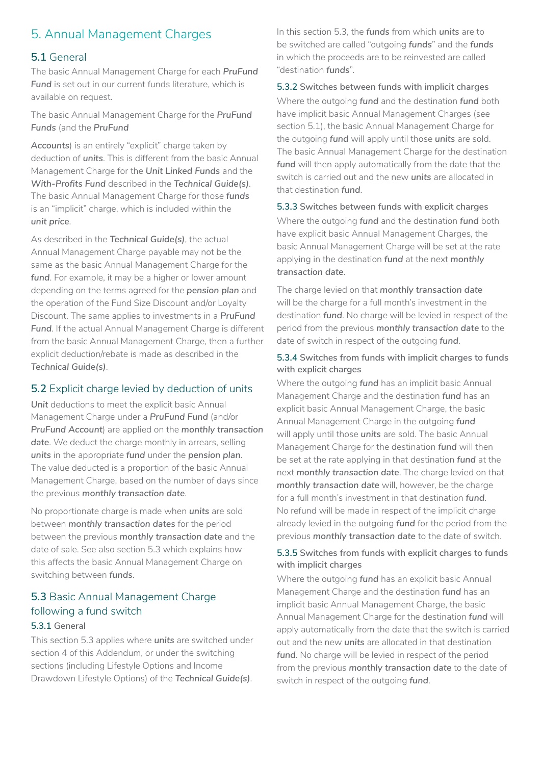# 5. Annual Management Charges

## 5.1 General

The basic Annual Management Charge for each ***PruFund Fund*** is set out in our current funds literature, which is available on request.

The basic Annual Management Charge for the ***PruFund Funds*** (and the ***PruFund Accounts***) is an entirely "explicit" charge taken by deduction of ***units***. This is different from the basic Annual Management Charge for the ***Unit Linked Funds*** and the ***With-Profits Fund*** described in the ***Technical Guide(s)***. The basic Annual Management Charge for those ***funds*** is an "implicit" charge, which is included within the ***unit price***.

As described in the ***Technical Guide(s)***, the actual Annual Management Charge payable may not be the same as the basic Annual Management Charge for the ***fund***. For example, it may be a higher or lower amount depending on the terms agreed for the ***pension plan*** and the operation of the Fund Size Discount and/or Loyalty Discount. The same applies to investments in a ***PruFund Fund***. If the actual Annual Management Charge is different from the basic Annual Management Charge, then a further explicit deduction/rebate is made as described in the ***Technical Guide(s)***.

## 5.2 Explicit charge levied by deduction of units

***Unit*** deductions to meet the explicit basic Annual Management Charge under a ***PruFund Fund*** (and/or ***PruFund Account***) are applied on the ***monthly transaction date***. We deduct the charge monthly in arrears, selling ***units*** in the appropriate ***fund*** under the ***pension plan***. The value deducted is a proportion of the basic Annual Management Charge, based on the number of days since the previous ***monthly transaction date***.

No proportionate charge is made when ***units*** are sold between ***monthly transaction dates*** for the period between the previous ***monthly transaction date*** and the date of sale. See also section 5.3 which explains how this affects the basic Annual Management Charge on switching between ***funds***.

## 5.3 Basic Annual Management Charge following a fund switch

### 5.3.1 General

This section 5.3 applies where ***units*** are switched under section 4 of this Addendum, or under the switching sections (including Lifestyle Options and Income Drawdown Lifestyle Options) of the ***Technical Guide(s)***.

In this section 5.3, the ***funds*** from which ***units*** are to be switched are called "outgoing ***funds***" and the ***funds*** in which the proceeds are to be reinvested are called "destination ***funds***".

### 5.3.2 Switches between funds with implicit charges

Where the outgoing ***fund*** and the destination ***fund*** both have implicit basic Annual Management Charges (see section 5.1), the basic Annual Management Charge for the outgoing ***fund*** will apply until those ***units*** are sold. The basic Annual Management Charge for the destination ***fund*** will then apply automatically from the date that the switch is carried out and the new ***units*** are allocated in that destination ***fund***.

### 5.3.3 Switches between funds with explicit charges

Where the outgoing ***fund*** and the destination ***fund*** both have explicit basic Annual Management Charges, the basic Annual Management Charge will be set at the rate applying in the destination ***fund*** at the next ***monthly transaction date***.

The charge levied on that ***monthly transaction date*** will be the charge for a full month's investment in the destination ***fund***. No charge will be levied in respect of the period from the previous ***monthly transaction date*** to the date of switch in respect of the outgoing ***fund***.

### 5.3.4 Switches from funds with implicit charges to funds with explicit charges

Where the outgoing ***fund*** has an implicit basic Annual Management Charge and the destination ***fund*** has an explicit basic Annual Management Charge, the basic Annual Management Charge in the outgoing ***fund*** will apply until those ***units*** are sold. The basic Annual Management Charge for the destination ***fund*** will then be set at the rate applying in that destination ***fund*** at the next ***monthly transaction date***. The charge levied on that ***monthly transaction date*** will, however, be the charge for a full month's investment in that destination ***fund***. No refund will be made in respect of the implicit charge already levied in the outgoing ***fund*** for the period from the previous ***monthly transaction date*** to the date of switch.

### 5.3.5 Switches from funds with explicit charges to funds with implicit charges

Where the outgoing ***fund*** has an explicit basic Annual Management Charge and the destination ***fund*** has an implicit basic Annual Management Charge, the basic Annual Management Charge for the destination ***fund*** will apply automatically from the date that the switch is carried out and the new ***units*** are allocated in that destination ***fund***. No charge will be levied in respect of the period from the previous ***monthly transaction date*** to the date of switch in respect of the outgoing ***fund***.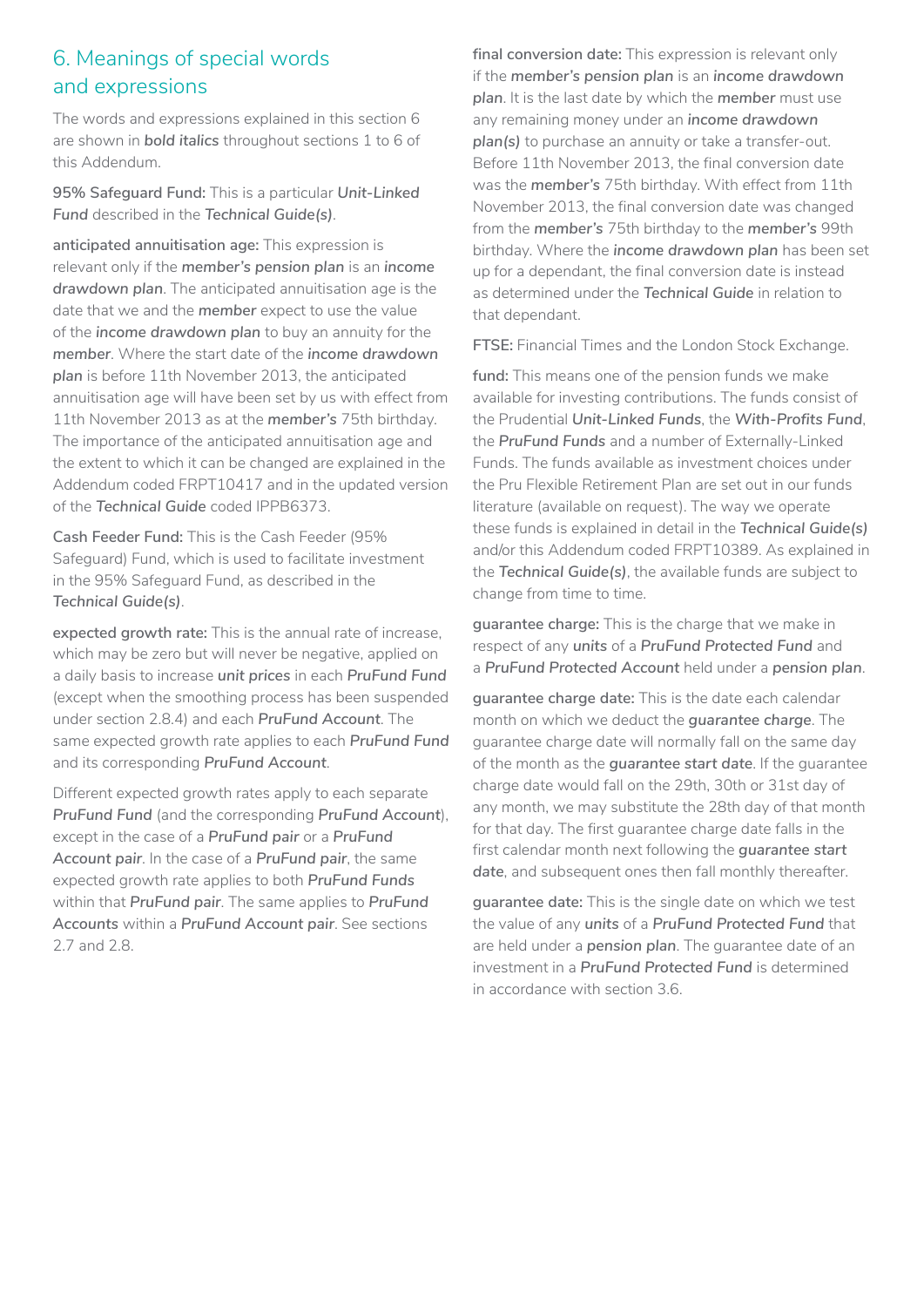## 6. Meanings of special words and expressions

The words and expressions explained in this section 6 are shown in ***bold italics*** throughout sections 1 to 6 of this Addendum.

**95% Safeguard Fund:** This is a particular ***Unit-Linked Fund*** described in the ***Technical Guide(s)***.

**anticipated annuitisation age:** This expression is relevant only if the ***member's pension plan*** is an ***income drawdown plan***. The anticipated annuitisation age is the date that we and the ***member*** expect to use the value of the ***income drawdown plan*** to buy an annuity for the ***member***. Where the start date of the ***income drawdown plan*** is before 11th November 2013, the anticipated annuitisation age will have been set by us with effect from 11th November 2013 as at the ***member's*** 75th birthday. The importance of the anticipated annuitisation age and the extent to which it can be changed are explained in the Addendum coded FRPT10417 and in the updated version of the ***Technical Guide*** coded IPPB6373.

**Cash Feeder Fund:** This is the Cash Feeder (95% Safeguard) Fund, which is used to facilitate investment in the 95% Safeguard Fund, as described in the ***Technical Guide(s)***.

**expected growth rate:** This is the annual rate of increase, which may be zero but will never be negative, applied on a daily basis to increase ***unit prices*** in each ***PruFund Fund*** (except when the smoothing process has been suspended under section 2.8.4) and each ***PruFund Account***. The same expected growth rate applies to each ***PruFund Fund*** and its corresponding ***PruFund Account***.

Different expected growth rates apply to each separate ***PruFund Fund*** (and the corresponding ***PruFund Account***), except in the case of a ***PruFund pair*** or a ***PruFund Account pair***. In the case of a ***PruFund pair***, the same expected growth rate applies to both ***PruFund Funds*** within that ***PruFund pair***. The same applies to ***PruFund Accounts*** within a ***PruFund Account pair***. See sections 2.7 and 2.8.

**final conversion date:** This expression is relevant only if the ***member's pension plan*** is an ***income drawdown plan***. It is the last date by which the ***member*** must use any remaining money under an ***income drawdown plan(s)*** to purchase an annuity or take a transfer-out. Before 11th November 2013, the final conversion date was the ***member's*** 75th birthday. With effect from 11th November 2013, the final conversion date was changed from the ***member's*** 75th birthday to the ***member's*** 99th birthday. Where the ***income drawdown plan*** has been set up for a dependant, the final conversion date is instead as determined under the ***Technical Guide*** in relation to that dependant.

**FTSE:** Financial Times and the London Stock Exchange.

**fund:** This means one of the pension funds we make available for investing contributions. The funds consist of the Prudential ***Unit-Linked Funds***, the ***With-Profits Fund***, the ***PruFund Funds*** and a number of Externally-Linked Funds. The funds available as investment choices under the Pru Flexible Retirement Plan are set out in our funds literature (available on request). The way we operate these funds is explained in detail in the ***Technical Guide(s)*** and/or this Addendum coded FRPT10389. As explained in the ***Technical Guide(s)***, the available funds are subject to change from time to time.

**guarantee charge:** This is the charge that we make in respect of any ***units*** of a ***PruFund Protected Fund*** and a ***PruFund Protected Account*** held under a ***pension plan***.

**guarantee charge date:** This is the date each calendar month on which we deduct the ***guarantee charge***. The guarantee charge date will normally fall on the same day of the month as the ***guarantee start date***. If the guarantee charge date would fall on the 29th, 30th or 31st day of any month, we may substitute the 28th day of that month for that day. The first guarantee charge date falls in the first calendar month next following the ***guarantee start date***, and subsequent ones then fall monthly thereafter.

**guarantee date:** This is the single date on which we test the value of any ***units*** of a ***PruFund Protected Fund*** that are held under a ***pension plan***. The guarantee date of an investment in a ***PruFund Protected Fund*** is determined in accordance with section 3.6.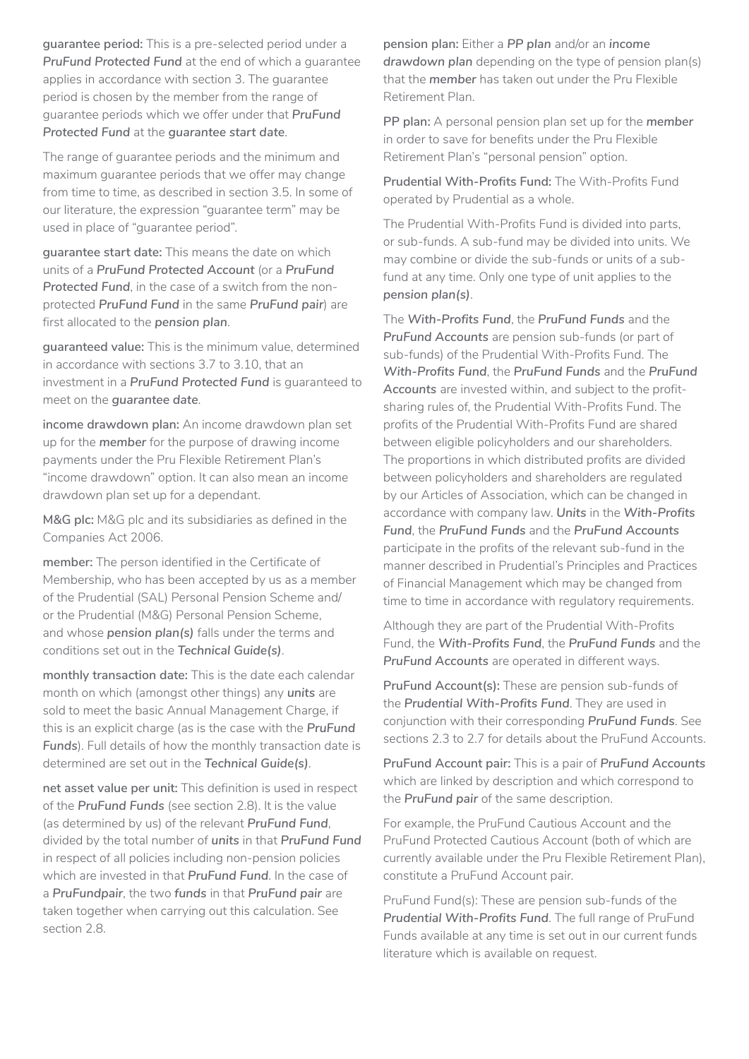**guarantee period:** This is a pre-selected period under a ***PruFund Protected Fund*** at the end of which a guarantee applies in accordance with section 3. The guarantee period is chosen by the member from the range of guarantee periods which we offer under that ***PruFund Protected Fund*** at the ***guarantee start date***.

The range of guarantee periods and the minimum and maximum guarantee periods that we offer may change from time to time, as described in section 3.5. In some of our literature, the expression "guarantee term" may be used in place of "guarantee period".

**guarantee start date:** This means the date on which units of a ***PruFund Protected Account*** (or a ***PruFund Protected Fund***, in the case of a switch from the non-protected ***PruFund Fund*** in the same ***PruFund pair***) are first allocated to the ***pension plan***.

**guaranteed value:** This is the minimum value, determined in accordance with sections 3.7 to 3.10, that an investment in a ***PruFund Protected Fund*** is guaranteed to meet on the ***guarantee date***.

**income drawdown plan:** An income drawdown plan set up for the ***member*** for the purpose of drawing income payments under the Pru Flexible Retirement Plan's "income drawdown" option. It can also mean an income drawdown plan set up for a dependant.

**M&G plc:** M&G plc and its subsidiaries as defined in the Companies Act 2006.

**member:** The person identified in the Certificate of Membership, who has been accepted by us as a member of the Prudential (SAL) Personal Pension Scheme and/or the Prudential (M&G) Personal Pension Scheme, and whose ***pension plan(s)*** falls under the terms and conditions set out in the ***Technical Guide(s)***.

**monthly transaction date:** This is the date each calendar month on which (amongst other things) any ***units*** are sold to meet the basic Annual Management Charge, if this is an explicit charge (as is the case with the ***PruFund Funds***). Full details of how the monthly transaction date is determined are set out in the ***Technical Guide(s)***.

**net asset value per unit:** This definition is used in respect of the ***PruFund Funds*** (see section 2.8). It is the value (as determined by us) of the relevant ***PruFund Fund***, divided by the total number of ***units*** in that ***PruFund Fund*** in respect of all policies including non-pension policies which are invested in that ***PruFund Fund***. In the case of a ***PruFundpair***, the two ***funds*** in that ***PruFund pair*** are taken together when carrying out this calculation. See section 2.8.

**pension plan:** Either a ***PP plan*** and/or an ***income drawdown plan*** depending on the type of pension plan(s) that the ***member*** has taken out under the Pru Flexible Retirement Plan.

**PP plan:** A personal pension plan set up for the ***member*** in order to save for benefits under the Pru Flexible Retirement Plan's "personal pension" option.

**Prudential With-Profits Fund:** The With-Profits Fund operated by Prudential as a whole.

The Prudential With-Profits Fund is divided into parts, or sub-funds. A sub-fund may be divided into units. We may combine or divide the sub-funds or units of a sub-fund at any time. Only one type of unit applies to the ***pension plan(s)***.

The ***With-Profits Fund***, the ***PruFund Funds*** and the ***PruFund Accounts*** are pension sub-funds (or part of sub-funds) of the Prudential With-Profits Fund. The ***With-Profits Fund***, the ***PruFund Funds*** and the ***PruFund Accounts*** are invested within, and subject to the profit-sharing rules of, the Prudential With-Profits Fund. The profits of the Prudential With-Profits Fund are shared between eligible policyholders and our shareholders. The proportions in which distributed profits are divided between policyholders and shareholders are regulated by our Articles of Association, which can be changed in accordance with company law. ***Units*** in the ***With-Profits Fund***, the ***PruFund Funds*** and the ***PruFund Accounts*** participate in the profits of the relevant sub-fund in the manner described in Prudential's Principles and Practices of Financial Management which may be changed from time to time in accordance with regulatory requirements.

Although they are part of the Prudential With-Profits Fund, the ***With-Profits Fund***, the ***PruFund Funds*** and the ***PruFund Accounts*** are operated in different ways.

**PruFund Account(s):** These are pension sub-funds of the ***Prudential With-Profits Fund***. They are used in conjunction with their corresponding ***PruFund Funds***. See sections 2.3 to 2.7 for details about the PruFund Accounts.

**PruFund Account pair:** This is a pair of ***PruFund Accounts*** which are linked by description and which correspond to the ***PruFund pair*** of the same description.

For example, the PruFund Cautious Account and the PruFund Protected Cautious Account (both of which are currently available under the Pru Flexible Retirement Plan), constitute a PruFund Account pair.

PruFund Fund(s): These are pension sub-funds of the ***Prudential With-Profits Fund***. The full range of PruFund Funds available at any time is set out in our current funds literature which is available on request.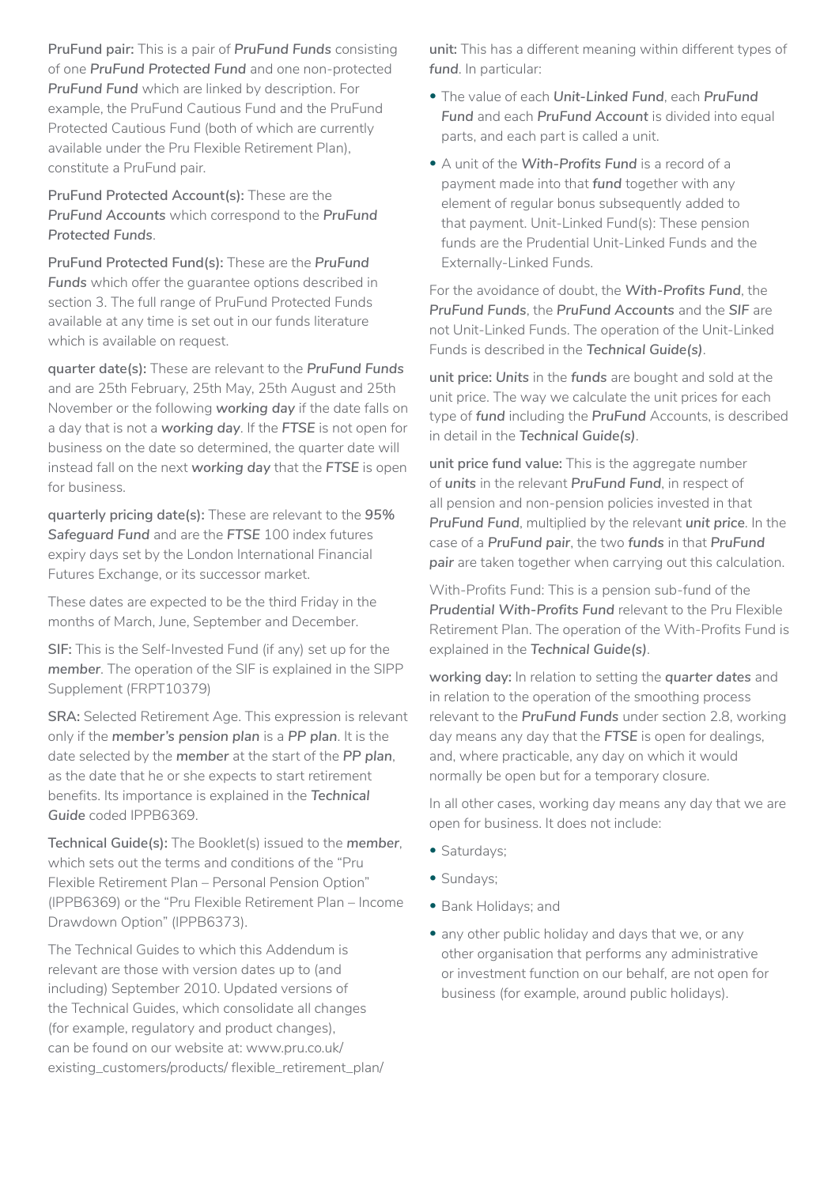**PruFund pair:** This is a pair of ***PruFund Funds*** consisting of one ***PruFund Protected Fund*** and one non-protected ***PruFund Fund*** which are linked by description. For example, the PruFund Cautious Fund and the PruFund Protected Cautious Fund (both of which are currently available under the Pru Flexible Retirement Plan), constitute a PruFund pair.

**PruFund Protected Account(s):** These are the ***PruFund Accounts*** which correspond to the ***PruFund Protected Funds***.

**PruFund Protected Fund(s):** These are the ***PruFund Funds*** which offer the guarantee options described in section 3. The full range of PruFund Protected Funds available at any time is set out in our funds literature which is available on request.

**quarter date(s):** These are relevant to the ***PruFund Funds*** and are 25th February, 25th May, 25th August and 25th November or the following ***working day*** if the date falls on a day that is not a ***working day***. If the ***FTSE*** is not open for business on the date so determined, the quarter date will instead fall on the next ***working day*** that the ***FTSE*** is open for business.

**quarterly pricing date(s):** These are relevant to the ***95% Safeguard Fund*** and are the ***FTSE*** 100 index futures expiry days set by the London International Financial Futures Exchange, or its successor market.

These dates are expected to be the third Friday in the months of March, June, September and December.

**SIF:** This is the Self-Invested Fund (if any) set up for the ***member***. The operation of the SIF is explained in the SIPP Supplement (FRPT10379)

**SRA:** Selected Retirement Age. This expression is relevant only if the ***member's pension plan*** is a ***PP plan***. It is the date selected by the ***member*** at the start of the ***PP plan***, as the date that he or she expects to start retirement benefits. Its importance is explained in the ***Technical Guide*** coded IPPB6369.

**Technical Guide(s):** The Booklet(s) issued to the ***member***, which sets out the terms and conditions of the "Pru Flexible Retirement Plan – Personal Pension Option" (IPPB6369) or the "Pru Flexible Retirement Plan – Income Drawdown Option" (IPPB6373).

The Technical Guides to which this Addendum is relevant are those with version dates up to (and including) September 2010. Updated versions of the Technical Guides, which consolidate all changes (for example, regulatory and product changes), can be found on our website at: www.pru.co.uk/existing_customers/products/ flexible_retirement_plan/

**unit:** This has a different meaning within different types of ***fund***. In particular:

- The value of each ***Unit-Linked Fund***, each ***PruFund Fund*** and each ***PruFund Account*** is divided into equal parts, and each part is called a unit.
- A unit of the ***With-Profits Fund*** is a record of a payment made into that ***fund*** together with any element of regular bonus subsequently added to that payment. Unit-Linked Fund(s): These pension funds are the Prudential Unit-Linked Funds and the Externally-Linked Funds.

For the avoidance of doubt, the ***With-Profits Fund***, the ***PruFund Funds***, the ***PruFund Accounts*** and the ***SIF*** are not Unit-Linked Funds. The operation of the Unit-Linked Funds is described in the ***Technical Guide(s)***.

**unit price:** ***Units*** in the ***funds*** are bought and sold at the unit price. The way we calculate the unit prices for each type of ***fund*** including the ***PruFund*** Accounts, is described in detail in the ***Technical Guide(s)***.

**unit price fund value:** This is the aggregate number of ***units*** in the relevant ***PruFund Fund***, in respect of all pension and non-pension policies invested in that ***PruFund Fund***, multiplied by the relevant ***unit price***. In the case of a ***PruFund pair***, the two ***funds*** in that ***PruFund pair*** are taken together when carrying out this calculation.

With-Profits Fund: This is a pension sub-fund of the ***Prudential With-Profits Fund*** relevant to the Pru Flexible Retirement Plan. The operation of the With-Profits Fund is explained in the ***Technical Guide(s)***.

**working day:** In relation to setting the ***quarter dates*** and in relation to the operation of the smoothing process relevant to the ***PruFund Funds*** under section 2.8, working day means any day that the ***FTSE*** is open for dealings, and, where practicable, any day on which it would normally be open but for a temporary closure.

In all other cases, working day means any day that we are open for business. It does not include:

- Saturdays;
- Sundays;
- Bank Holidays; and
- any other public holiday and days that we, or any other organisation that performs any administrative or investment function on our behalf, are not open for business (for example, around public holidays).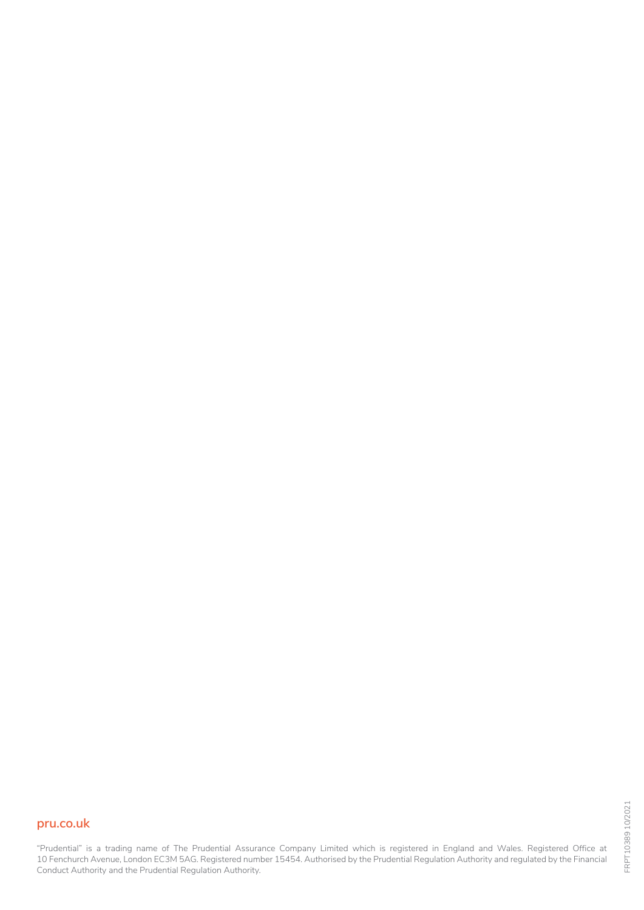**pru.co.uk**

"Prudential" is a trading name of The Prudential Assurance Company Limited which is registered in England and Wales. Registered Office at 10 Fenchurch Avenue, London EC3M 5AG. Registered number 15454. Authorised by the Prudential Regulation Authority and regulated by the Financial Conduct Authority and the Prudential Regulation Authority.

FRPT10389 10/2021